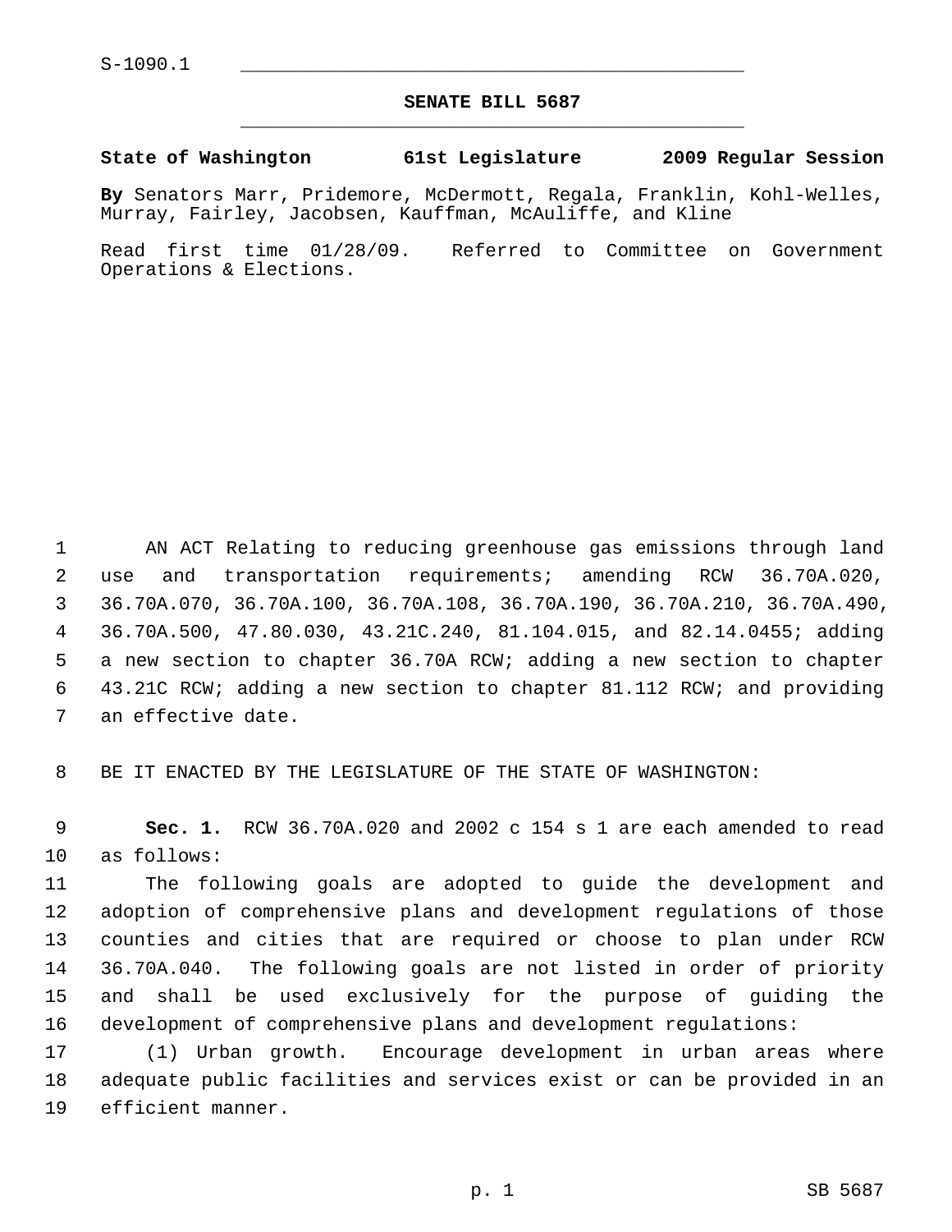S-1090.1

# SENATE BILL 5687

**State of Washington 61st Legislature 2009 Regular Session**

**By** Senators Marr, Pridemore, McDermott, Regala, Franklin, Kohl-Welles, Murray, Fairley, Jacobsen, Kauffman, McAuliffe, and Kline

Read first time 01/28/09. Referred to Committee on Government Operations & Elections.

AN ACT Relating to reducing greenhouse gas emissions through land use and transportation requirements; amending RCW 36.70A.020, 36.70A.070, 36.70A.100, 36.70A.108, 36.70A.190, 36.70A.210, 36.70A.490, 36.70A.500, 47.80.030, 43.21C.240, 81.104.015, and 82.14.0455; adding a new section to chapter 36.70A RCW; adding a new section to chapter 43.21C RCW; adding a new section to chapter 81.112 RCW; and providing an effective date.

BE IT ENACTED BY THE LEGISLATURE OF THE STATE OF WASHINGTON:

**Sec. 1.** RCW 36.70A.020 and 2002 c 154 s 1 are each amended to read as follows:

The following goals are adopted to guide the development and adoption of comprehensive plans and development regulations of those counties and cities that are required or choose to plan under RCW 36.70A.040. The following goals are not listed in order of priority and shall be used exclusively for the purpose of guiding the development of comprehensive plans and development regulations:

(1) Urban growth. Encourage development in urban areas where adequate public facilities and services exist or can be provided in an efficient manner.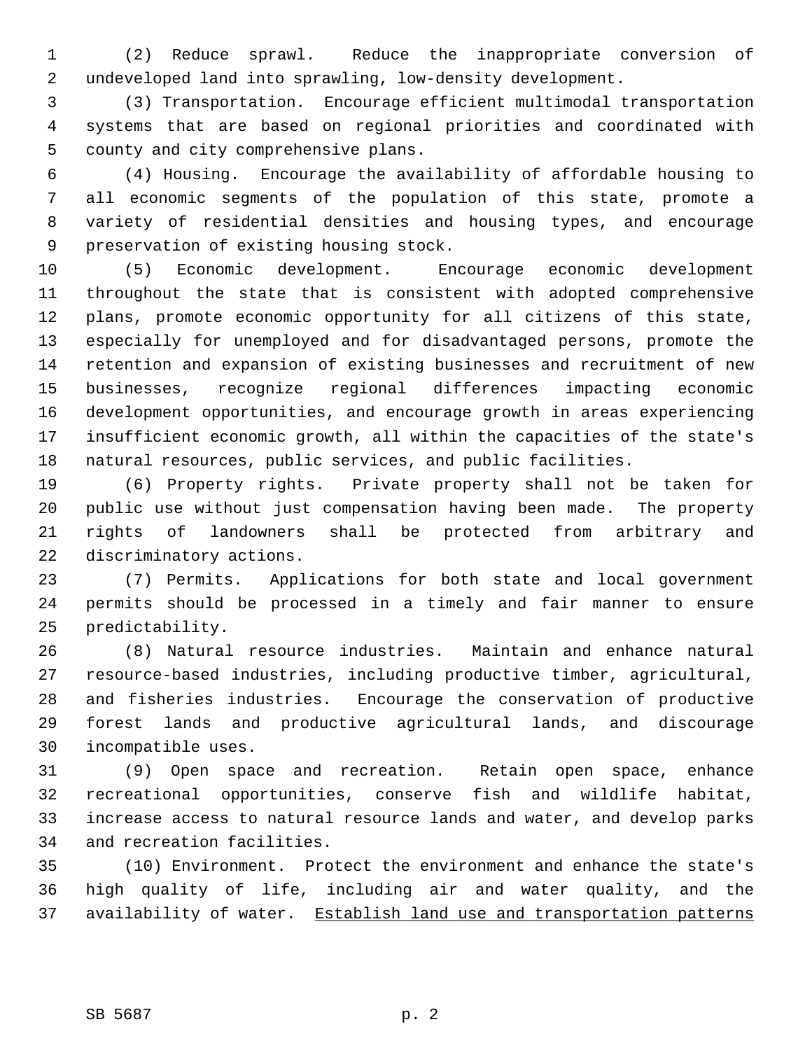(2) Reduce sprawl. Reduce the inappropriate conversion of undeveloped land into sprawling, low-density development.

(3) Transportation. Encourage efficient multimodal transportation systems that are based on regional priorities and coordinated with county and city comprehensive plans.

(4) Housing. Encourage the availability of affordable housing to all economic segments of the population of this state, promote a variety of residential densities and housing types, and encourage preservation of existing housing stock.

(5) Economic development. Encourage economic development throughout the state that is consistent with adopted comprehensive plans, promote economic opportunity for all citizens of this state, especially for unemployed and for disadvantaged persons, promote the retention and expansion of existing businesses and recruitment of new businesses, recognize regional differences impacting economic development opportunities, and encourage growth in areas experiencing insufficient economic growth, all within the capacities of the state's natural resources, public services, and public facilities.

(6) Property rights. Private property shall not be taken for public use without just compensation having been made. The property rights of landowners shall be protected from arbitrary and discriminatory actions.

(7) Permits. Applications for both state and local government permits should be processed in a timely and fair manner to ensure predictability.

(8) Natural resource industries. Maintain and enhance natural resource-based industries, including productive timber, agricultural, and fisheries industries. Encourage the conservation of productive forest lands and productive agricultural lands, and discourage incompatible uses.

(9) Open space and recreation. Retain open space, enhance recreational opportunities, conserve fish and wildlife habitat, increase access to natural resource lands and water, and develop parks and recreation facilities.

(10) Environment. Protect the environment and enhance the state's high quality of life, including air and water quality, and the availability of water. <u>Establish land use and transportation patterns</u>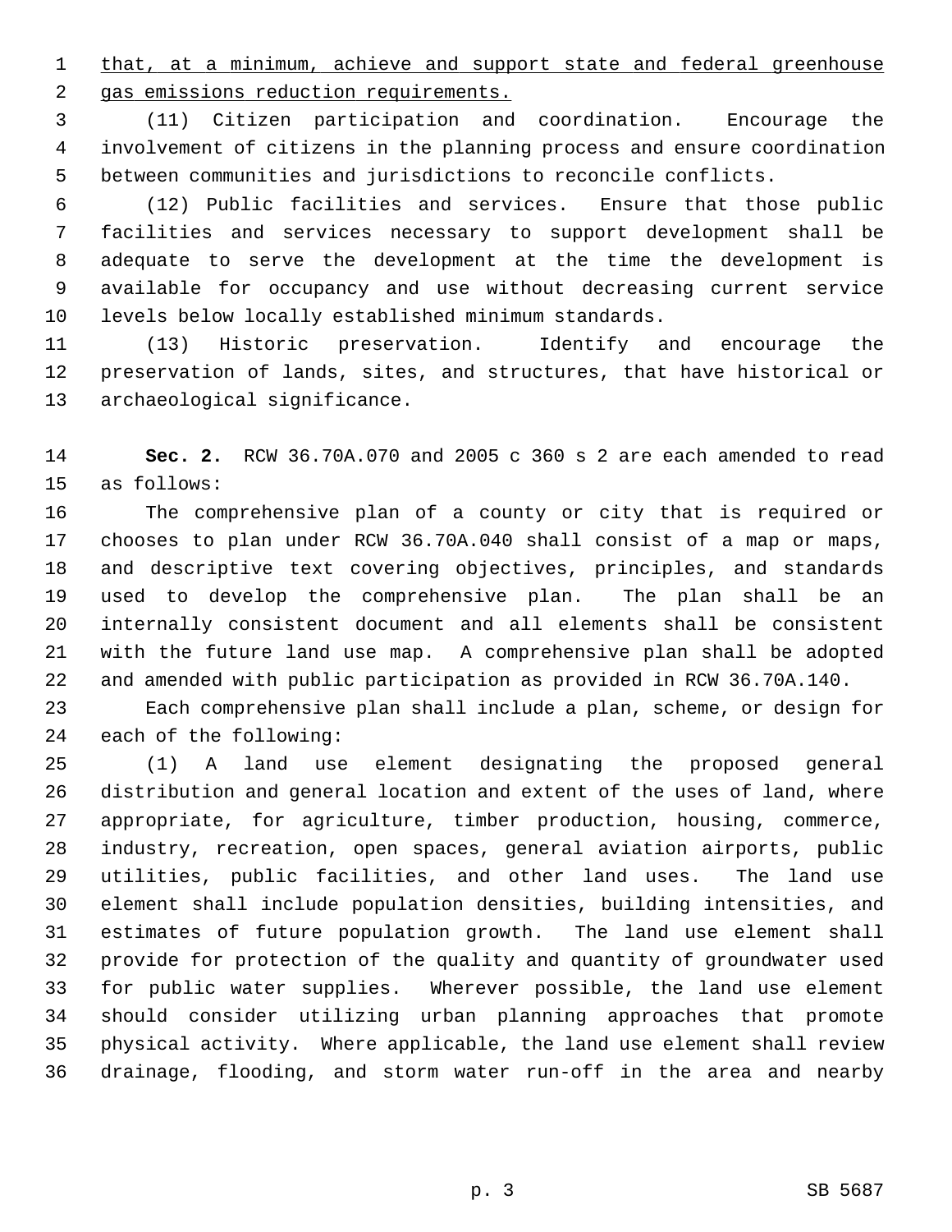that, at a minimum, achieve and support state and federal greenhouse gas emissions reduction requirements.

(11) Citizen participation and coordination. Encourage the involvement of citizens in the planning process and ensure coordination between communities and jurisdictions to reconcile conflicts.

(12) Public facilities and services. Ensure that those public facilities and services necessary to support development shall be adequate to serve the development at the time the development is available for occupancy and use without decreasing current service levels below locally established minimum standards.

(13) Historic preservation. Identify and encourage the preservation of lands, sites, and structures, that have historical or archaeological significance.

**Sec. 2.** RCW 36.70A.070 and 2005 c 360 s 2 are each amended to read as follows:

The comprehensive plan of a county or city that is required or chooses to plan under RCW 36.70A.040 shall consist of a map or maps, and descriptive text covering objectives, principles, and standards used to develop the comprehensive plan. The plan shall be an internally consistent document and all elements shall be consistent with the future land use map. A comprehensive plan shall be adopted and amended with public participation as provided in RCW 36.70A.140.

Each comprehensive plan shall include a plan, scheme, or design for each of the following:

(1) A land use element designating the proposed general distribution and general location and extent of the uses of land, where appropriate, for agriculture, timber production, housing, commerce, industry, recreation, open spaces, general aviation airports, public utilities, public facilities, and other land uses. The land use element shall include population densities, building intensities, and estimates of future population growth. The land use element shall provide for protection of the quality and quantity of groundwater used for public water supplies. Wherever possible, the land use element should consider utilizing urban planning approaches that promote physical activity. Where applicable, the land use element shall review drainage, flooding, and storm water run-off in the area and nearby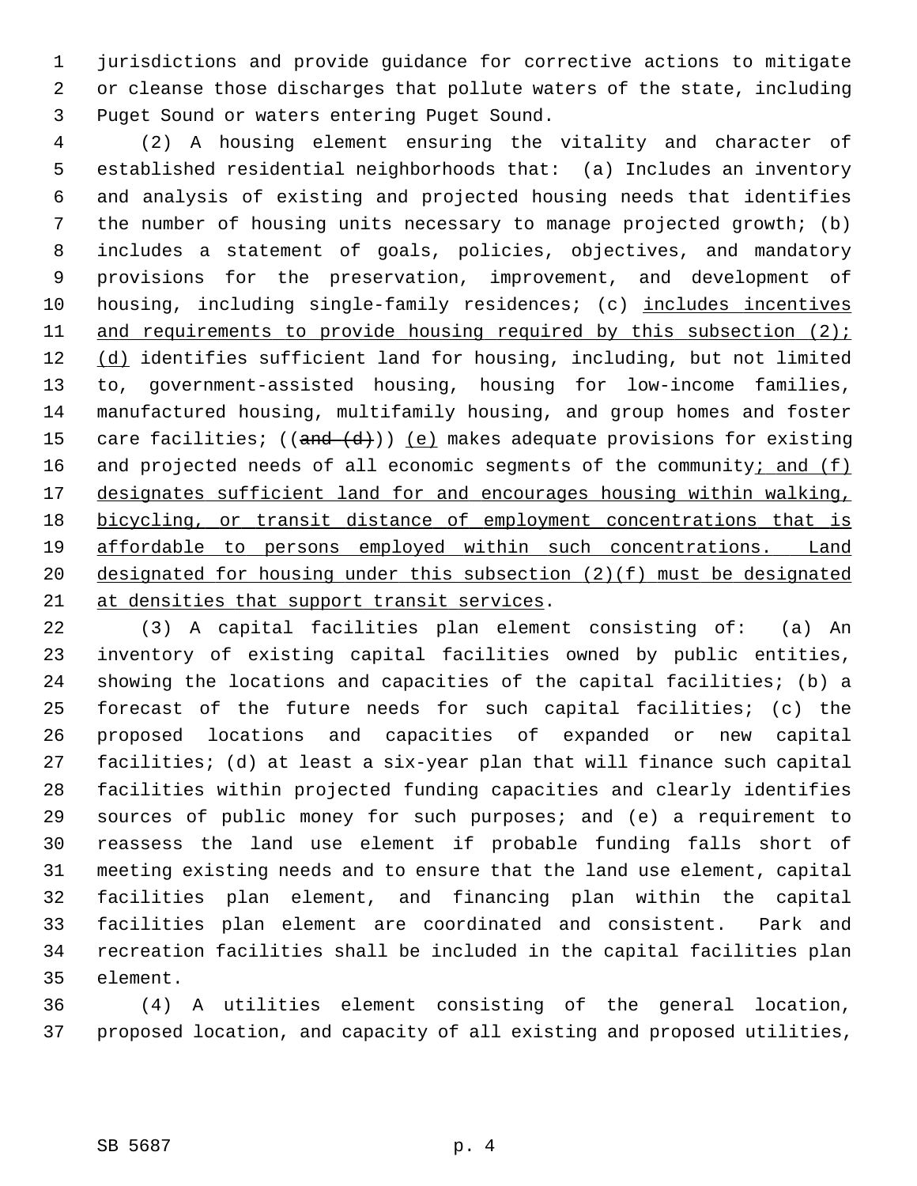jurisdictions and provide guidance for corrective actions to mitigate or cleanse those discharges that pollute waters of the state, including Puget Sound or waters entering Puget Sound.

(2) A housing element ensuring the vitality and character of established residential neighborhoods that: (a) Includes an inventory and analysis of existing and projected housing needs that identifies the number of housing units necessary to manage projected growth; (b) includes a statement of goals, policies, objectives, and mandatory provisions for the preservation, improvement, and development of housing, including single-family residences; (c) <u>includes incentives and requirements to provide housing required by this subsection (2); (d)</u> identifies sufficient land for housing, including, but not limited to, government-assisted housing, housing for low-income families, manufactured housing, multifamily housing, and group homes and foster care facilities; ((~~and (d)~~)) <u>(e)</u> makes adequate provisions for existing and projected needs of all economic segments of the community<u>; and (f) designates sufficient land for and encourages housing within walking, bicycling, or transit distance of employment concentrations that is affordable to persons employed within such concentrations. Land designated for housing under this subsection (2)(f) must be designated at densities that support transit services</u>.

(3) A capital facilities plan element consisting of: (a) An inventory of existing capital facilities owned by public entities, showing the locations and capacities of the capital facilities; (b) a forecast of the future needs for such capital facilities; (c) the proposed locations and capacities of expanded or new capital facilities; (d) at least a six-year plan that will finance such capital facilities within projected funding capacities and clearly identifies sources of public money for such purposes; and (e) a requirement to reassess the land use element if probable funding falls short of meeting existing needs and to ensure that the land use element, capital facilities plan element, and financing plan within the capital facilities plan element are coordinated and consistent. Park and recreation facilities shall be included in the capital facilities plan element.

(4) A utilities element consisting of the general location, proposed location, and capacity of all existing and proposed utilities,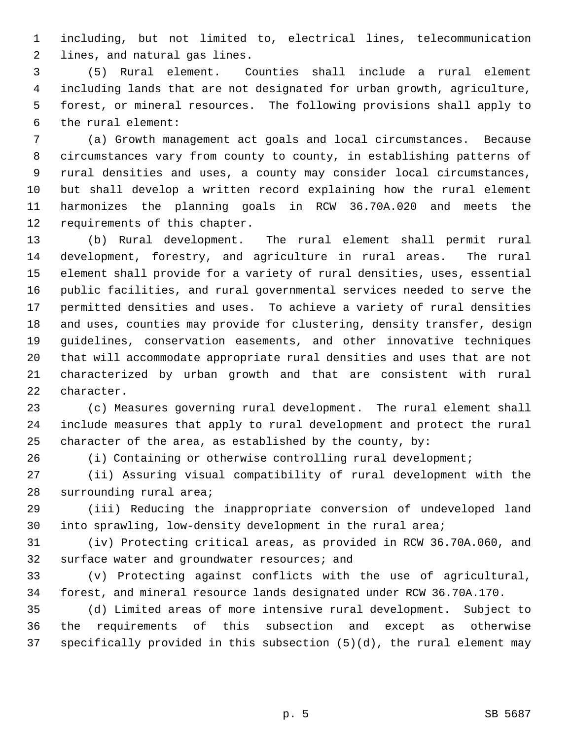including, but not limited to, electrical lines, telecommunication lines, and natural gas lines.

(5) Rural element. Counties shall include a rural element including lands that are not designated for urban growth, agriculture, forest, or mineral resources. The following provisions shall apply to the rural element:

(a) Growth management act goals and local circumstances. Because circumstances vary from county to county, in establishing patterns of rural densities and uses, a county may consider local circumstances, but shall develop a written record explaining how the rural element harmonizes the planning goals in RCW 36.70A.020 and meets the requirements of this chapter.

(b) Rural development. The rural element shall permit rural development, forestry, and agriculture in rural areas. The rural element shall provide for a variety of rural densities, uses, essential public facilities, and rural governmental services needed to serve the permitted densities and uses. To achieve a variety of rural densities and uses, counties may provide for clustering, density transfer, design guidelines, conservation easements, and other innovative techniques that will accommodate appropriate rural densities and uses that are not characterized by urban growth and that are consistent with rural character.

(c) Measures governing rural development. The rural element shall include measures that apply to rural development and protect the rural character of the area, as established by the county, by:

(i) Containing or otherwise controlling rural development;

(ii) Assuring visual compatibility of rural development with the surrounding rural area;

(iii) Reducing the inappropriate conversion of undeveloped land into sprawling, low-density development in the rural area;

(iv) Protecting critical areas, as provided in RCW 36.70A.060, and surface water and groundwater resources; and

(v) Protecting against conflicts with the use of agricultural, forest, and mineral resource lands designated under RCW 36.70A.170.

(d) Limited areas of more intensive rural development. Subject to the requirements of this subsection and except as otherwise specifically provided in this subsection (5)(d), the rural element may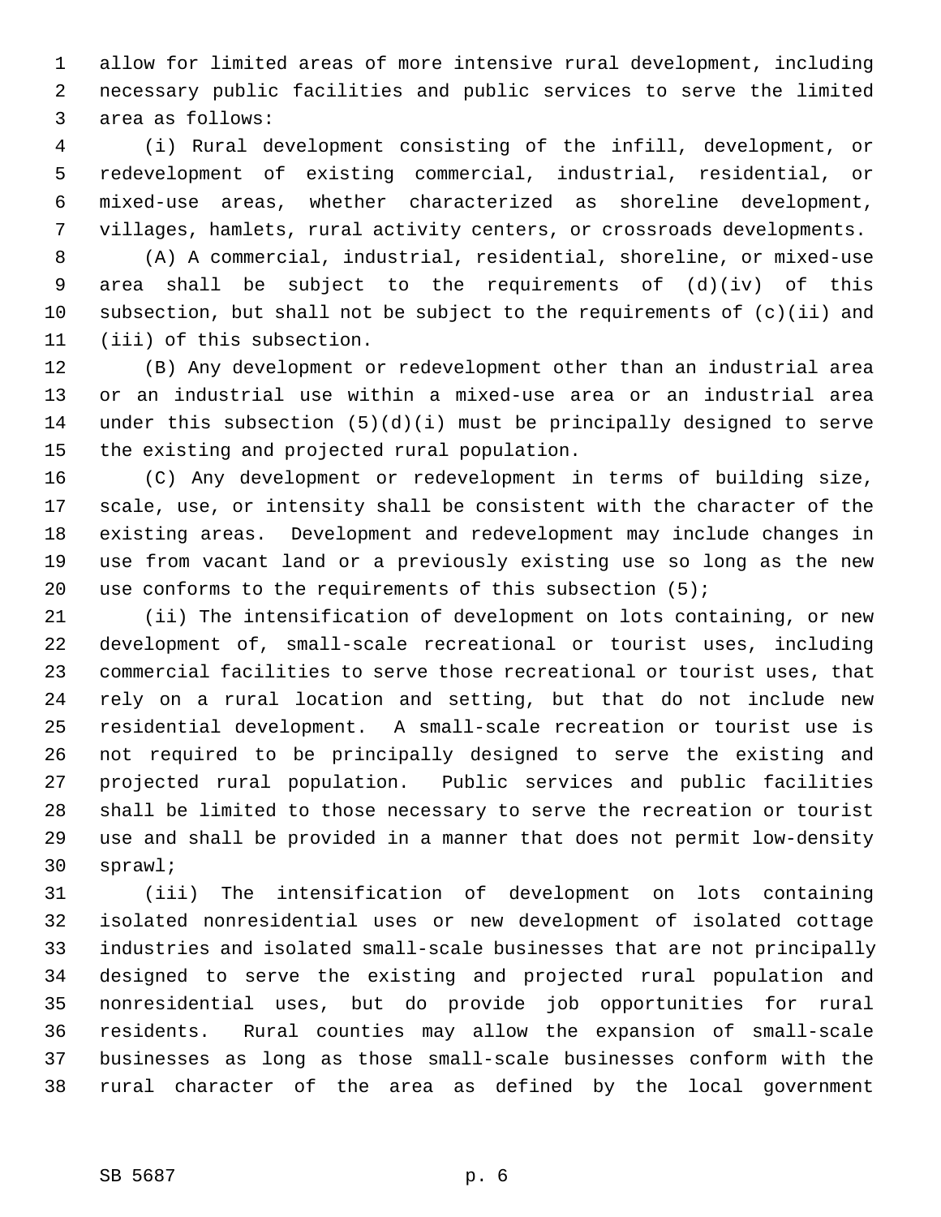allow for limited areas of more intensive rural development, including necessary public facilities and public services to serve the limited area as follows:

(i) Rural development consisting of the infill, development, or redevelopment of existing commercial, industrial, residential, or mixed-use areas, whether characterized as shoreline development, villages, hamlets, rural activity centers, or crossroads developments.

(A) A commercial, industrial, residential, shoreline, or mixed-use area shall be subject to the requirements of (d)(iv) of this subsection, but shall not be subject to the requirements of (c)(ii) and (iii) of this subsection.

(B) Any development or redevelopment other than an industrial area or an industrial use within a mixed-use area or an industrial area under this subsection (5)(d)(i) must be principally designed to serve the existing and projected rural population.

(C) Any development or redevelopment in terms of building size, scale, use, or intensity shall be consistent with the character of the existing areas. Development and redevelopment may include changes in use from vacant land or a previously existing use so long as the new use conforms to the requirements of this subsection (5);

(ii) The intensification of development on lots containing, or new development of, small-scale recreational or tourist uses, including commercial facilities to serve those recreational or tourist uses, that rely on a rural location and setting, but that do not include new residential development. A small-scale recreation or tourist use is not required to be principally designed to serve the existing and projected rural population. Public services and public facilities shall be limited to those necessary to serve the recreation or tourist use and shall be provided in a manner that does not permit low-density sprawl;

(iii) The intensification of development on lots containing isolated nonresidential uses or new development of isolated cottage industries and isolated small-scale businesses that are not principally designed to serve the existing and projected rural population and nonresidential uses, but do provide job opportunities for rural residents. Rural counties may allow the expansion of small-scale businesses as long as those small-scale businesses conform with the rural character of the area as defined by the local government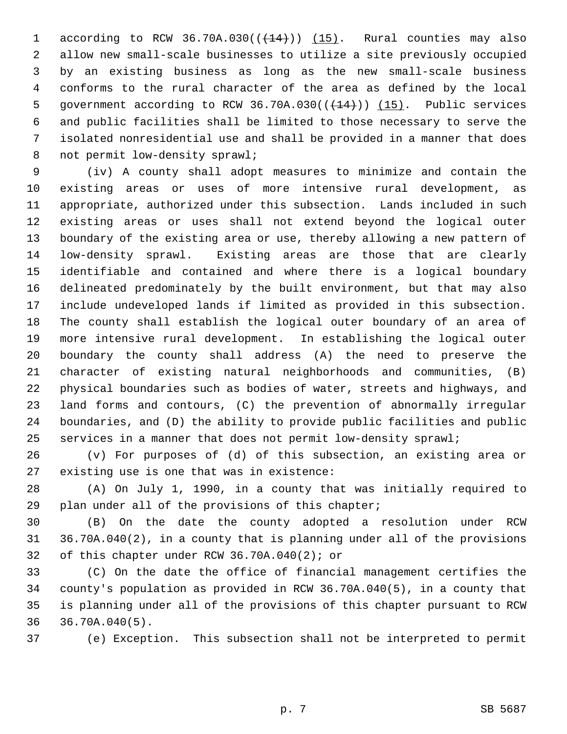according to RCW 36.70A.030(((14))) (15). Rural counties may also allow new small-scale businesses to utilize a site previously occupied by an existing business as long as the new small-scale business conforms to the rural character of the area as defined by the local government according to RCW 36.70A.030(((14))) (15). Public services and public facilities shall be limited to those necessary to serve the isolated nonresidential use and shall be provided in a manner that does not permit low-density sprawl;

(iv) A county shall adopt measures to minimize and contain the existing areas or uses of more intensive rural development, as appropriate, authorized under this subsection. Lands included in such existing areas or uses shall not extend beyond the logical outer boundary of the existing area or use, thereby allowing a new pattern of low-density sprawl. Existing areas are those that are clearly identifiable and contained and where there is a logical boundary delineated predominately by the built environment, but that may also include undeveloped lands if limited as provided in this subsection. The county shall establish the logical outer boundary of an area of more intensive rural development. In establishing the logical outer boundary the county shall address (A) the need to preserve the character of existing natural neighborhoods and communities, (B) physical boundaries such as bodies of water, streets and highways, and land forms and contours, (C) the prevention of abnormally irregular boundaries, and (D) the ability to provide public facilities and public services in a manner that does not permit low-density sprawl;

(v) For purposes of (d) of this subsection, an existing area or existing use is one that was in existence:

(A) On July 1, 1990, in a county that was initially required to plan under all of the provisions of this chapter;

(B) On the date the county adopted a resolution under RCW 36.70A.040(2), in a county that is planning under all of the provisions of this chapter under RCW 36.70A.040(2); or

(C) On the date the office of financial management certifies the county's population as provided in RCW 36.70A.040(5), in a county that is planning under all of the provisions of this chapter pursuant to RCW 36.70A.040(5).

(e) Exception. This subsection shall not be interpreted to permit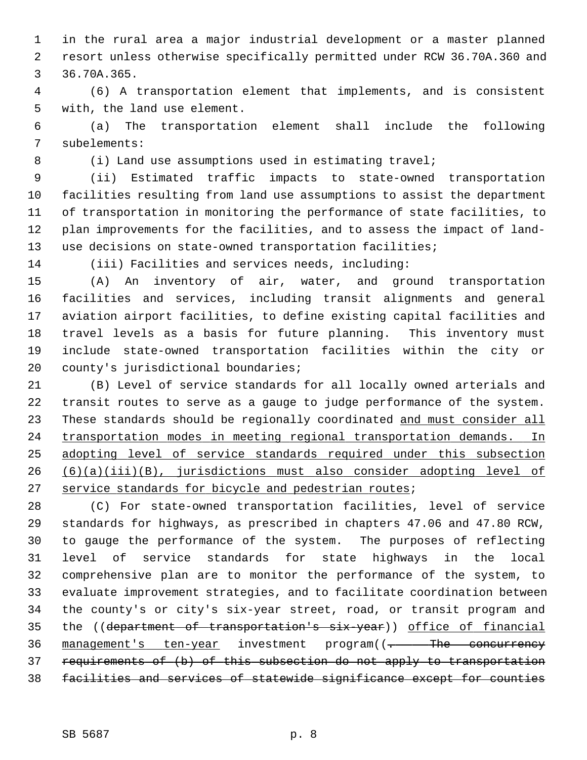in the rural area a major industrial development or a master planned resort unless otherwise specifically permitted under RCW 36.70A.360 and 36.70A.365.

(6) A transportation element that implements, and is consistent with, the land use element.

(a) The transportation element shall include the following subelements:

(i) Land use assumptions used in estimating travel;

(ii) Estimated traffic impacts to state-owned transportation facilities resulting from land use assumptions to assist the department of transportation in monitoring the performance of state facilities, to plan improvements for the facilities, and to assess the impact of land-use decisions on state-owned transportation facilities;

(iii) Facilities and services needs, including:

(A) An inventory of air, water, and ground transportation facilities and services, including transit alignments and general aviation airport facilities, to define existing capital facilities and travel levels as a basis for future planning. This inventory must include state-owned transportation facilities within the city or county's jurisdictional boundaries;

(B) Level of service standards for all locally owned arterials and transit routes to serve as a gauge to judge performance of the system. These standards should be regionally coordinated <u>and must consider all transportation modes in meeting regional transportation demands. In adopting level of service standards required under this subsection (6)(a)(iii)(B), jurisdictions must also consider adopting level of service standards for bicycle and pedestrian routes</u>;

(C) For state-owned transportation facilities, level of service standards for highways, as prescribed in chapters 47.06 and 47.80 RCW, to gauge the performance of the system. The purposes of reflecting level of service standards for state highways in the local comprehensive plan are to monitor the performance of the system, to evaluate improvement strategies, and to facilitate coordination between the county's or city's six-year street, road, or transit program and the ((~~department of transportation's six-year~~)) <u>office of financial management's ten-year</u> investment program((~~. The concurrency requirements of (b) of this subsection do not apply to transportation facilities and services of statewide significance except for counties~~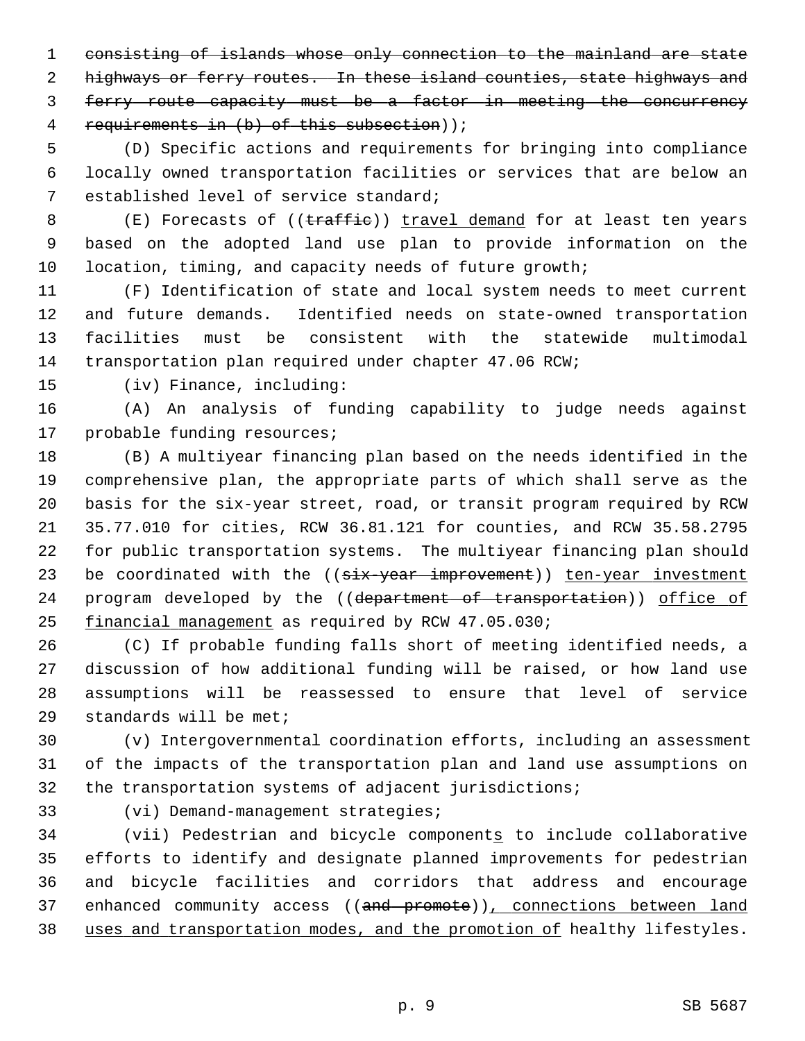~~consisting of islands whose only connection to the mainland are state highways or ferry routes. In these island counties, state highways and ferry route capacity must be a factor in meeting the concurrency requirements in (b) of this subsection~~));

(D) Specific actions and requirements for bringing into compliance locally owned transportation facilities or services that are below an established level of service standard;

(E) Forecasts of ((~~traffic~~)) travel demand for at least ten years based on the adopted land use plan to provide information on the location, timing, and capacity needs of future growth;

(F) Identification of state and local system needs to meet current and future demands. Identified needs on state-owned transportation facilities must be consistent with the statewide multimodal transportation plan required under chapter 47.06 RCW;

(iv) Finance, including:

(A) An analysis of funding capability to judge needs against probable funding resources;

(B) A multiyear financing plan based on the needs identified in the comprehensive plan, the appropriate parts of which shall serve as the basis for the six-year street, road, or transit program required by RCW 35.77.010 for cities, RCW 36.81.121 for counties, and RCW 35.58.2795 for public transportation systems. The multiyear financing plan should be coordinated with the ((~~six-year improvement~~)) ten-year investment program developed by the ((~~department of transportation~~)) office of financial management as required by RCW 47.05.030;

(C) If probable funding falls short of meeting identified needs, a discussion of how additional funding will be raised, or how land use assumptions will be reassessed to ensure that level of service standards will be met;

(v) Intergovernmental coordination efforts, including an assessment of the impacts of the transportation plan and land use assumptions on the transportation systems of adjacent jurisdictions;

(vi) Demand-management strategies;

(vii) Pedestrian and bicycle components to include collaborative efforts to identify and designate planned improvements for pedestrian and bicycle facilities and corridors that address and encourage enhanced community access ((~~and promote~~)), connections between land uses and transportation modes, and the promotion of healthy lifestyles.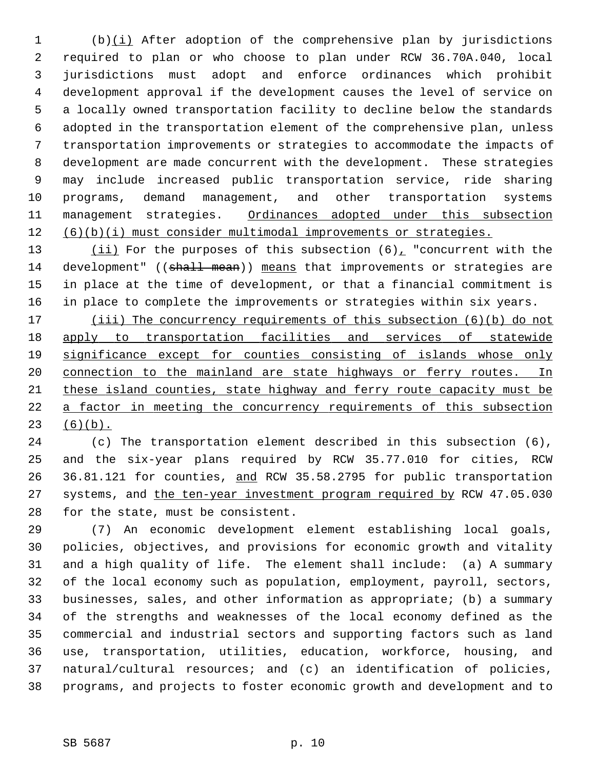(b)(i) After adoption of the comprehensive plan by jurisdictions required to plan or who choose to plan under RCW 36.70A.040, local jurisdictions must adopt and enforce ordinances which prohibit development approval if the development causes the level of service on a locally owned transportation facility to decline below the standards adopted in the transportation element of the comprehensive plan, unless transportation improvements or strategies to accommodate the impacts of development are made concurrent with the development. These strategies may include increased public transportation service, ride sharing programs, demand management, and other transportation systems management strategies. Ordinances adopted under this subsection (6)(b)(i) must consider multimodal improvements or strategies.

(ii) For the purposes of this subsection (6), "concurrent with the development" ((~~shall mean~~)) means that improvements or strategies are in place at the time of development, or that a financial commitment is in place to complete the improvements or strategies within six years.

(iii) The concurrency requirements of this subsection (6)(b) do not apply to transportation facilities and services of statewide significance except for counties consisting of islands whose only connection to the mainland are state highways or ferry routes. In these island counties, state highway and ferry route capacity must be a factor in meeting the concurrency requirements of this subsection (6)(b).

(c) The transportation element described in this subsection (6), and the six-year plans required by RCW 35.77.010 for cities, RCW 36.81.121 for counties, and RCW 35.58.2795 for public transportation systems, and the ten-year investment program required by RCW 47.05.030 for the state, must be consistent.

(7) An economic development element establishing local goals, policies, objectives, and provisions for economic growth and vitality and a high quality of life. The element shall include: (a) A summary of the local economy such as population, employment, payroll, sectors, businesses, sales, and other information as appropriate; (b) a summary of the strengths and weaknesses of the local economy defined as the commercial and industrial sectors and supporting factors such as land use, transportation, utilities, education, workforce, housing, and natural/cultural resources; and (c) an identification of policies, programs, and projects to foster economic growth and development and to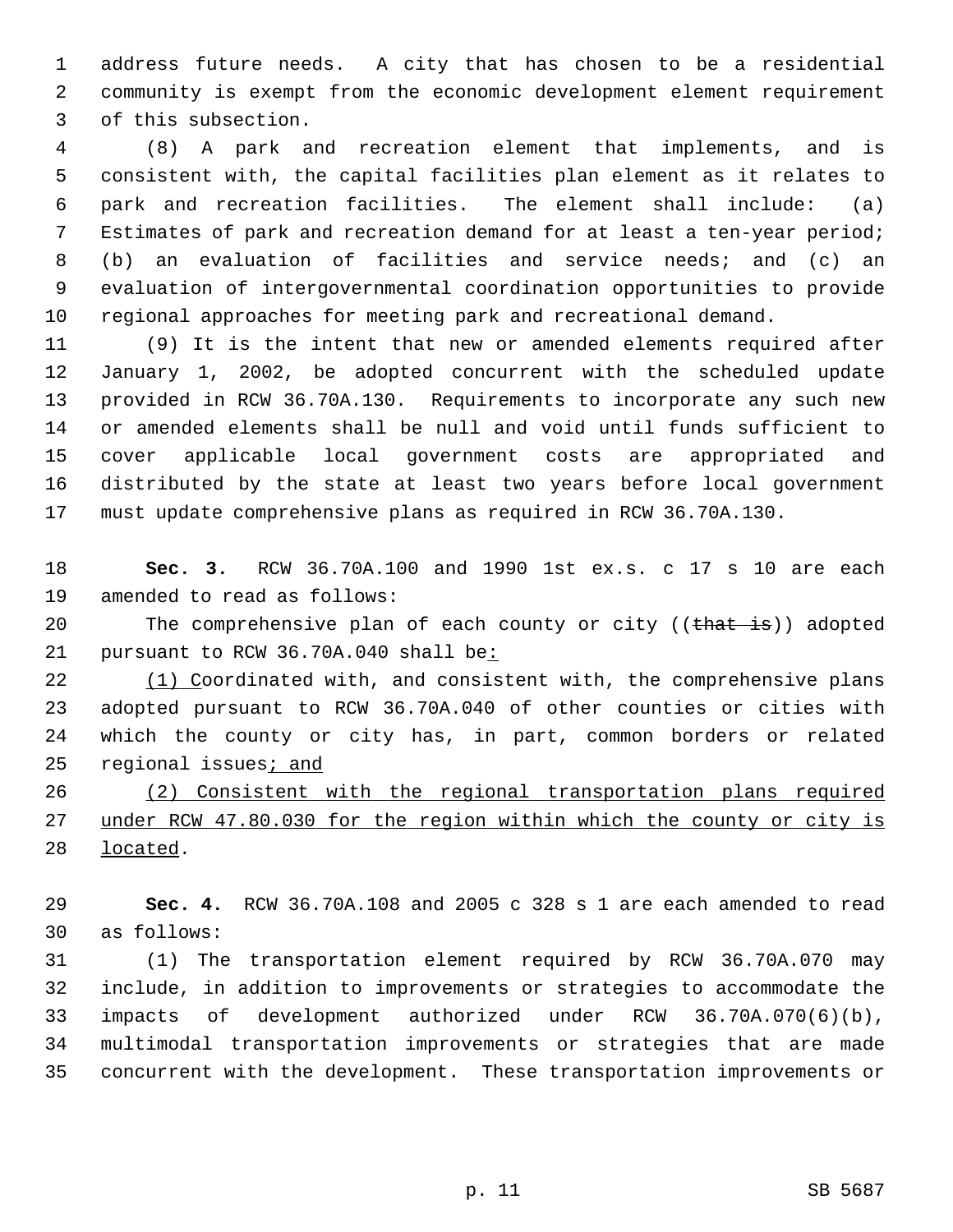address future needs. A city that has chosen to be a residential community is exempt from the economic development element requirement of this subsection.

(8) A park and recreation element that implements, and is consistent with, the capital facilities plan element as it relates to park and recreation facilities. The element shall include: (a) Estimates of park and recreation demand for at least a ten-year period; (b) an evaluation of facilities and service needs; and (c) an evaluation of intergovernmental coordination opportunities to provide regional approaches for meeting park and recreational demand.

(9) It is the intent that new or amended elements required after January 1, 2002, be adopted concurrent with the scheduled update provided in RCW 36.70A.130. Requirements to incorporate any such new or amended elements shall be null and void until funds sufficient to cover applicable local government costs are appropriated and distributed by the state at least two years before local government must update comprehensive plans as required in RCW 36.70A.130.

**Sec. 3.** RCW 36.70A.100 and 1990 1st ex.s. c 17 s 10 are each amended to read as follows:

The comprehensive plan of each county or city ((~~that is~~)) adopted pursuant to RCW 36.70A.040 shall be<u>:</u>

<u>(1) C</u>oordinated with, and consistent with, the comprehensive plans adopted pursuant to RCW 36.70A.040 of other counties or cities with which the county or city has, in part, common borders or related regional issues<u>; and</u>

<u>(2) Consistent with the regional transportation plans required under RCW 47.80.030 for the region within which the county or city is located</u>.

**Sec. 4.** RCW 36.70A.108 and 2005 c 328 s 1 are each amended to read as follows:

(1) The transportation element required by RCW 36.70A.070 may include, in addition to improvements or strategies to accommodate the impacts of development authorized under RCW 36.70A.070(6)(b), multimodal transportation improvements or strategies that are made concurrent with the development. These transportation improvements or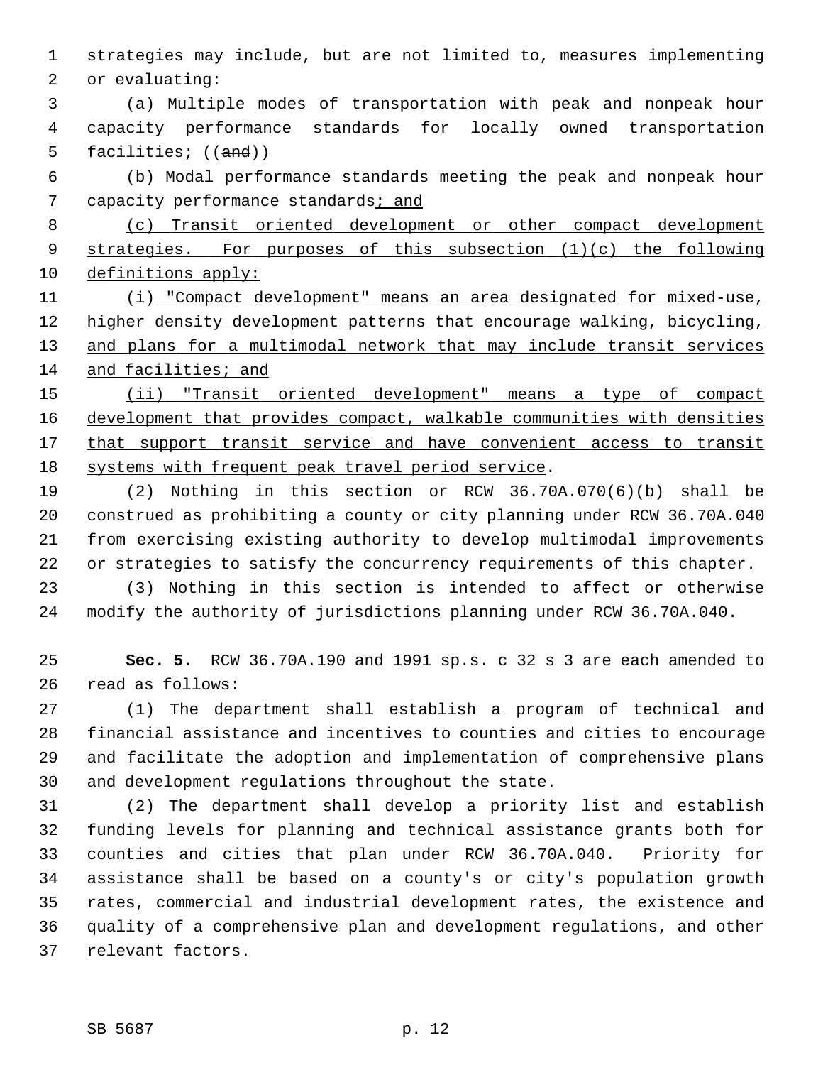strategies may include, but are not limited to, measures implementing or evaluating:

(a) Multiple modes of transportation with peak and nonpeak hour capacity performance standards for locally owned transportation facilities; ((~~and~~))

(b) Modal performance standards meeting the peak and nonpeak hour capacity performance standards<u>; and</u>

<u>(c) Transit oriented development or other compact development strategies. For purposes of this subsection (1)(c) the following definitions apply:</u>

<u>(i) "Compact development" means an area designated for mixed-use, higher density development patterns that encourage walking, bicycling, and plans for a multimodal network that may include transit services and facilities; and</u>

<u>(ii) "Transit oriented development" means a type of compact development that provides compact, walkable communities with densities that support transit service and have convenient access to transit systems with frequent peak travel period service</u>.

(2) Nothing in this section or RCW 36.70A.070(6)(b) shall be construed as prohibiting a county or city planning under RCW 36.70A.040 from exercising existing authority to develop multimodal improvements or strategies to satisfy the concurrency requirements of this chapter.

(3) Nothing in this section is intended to affect or otherwise modify the authority of jurisdictions planning under RCW 36.70A.040.

**Sec. 5.** RCW 36.70A.190 and 1991 sp.s. c 32 s 3 are each amended to read as follows:

(1) The department shall establish a program of technical and financial assistance and incentives to counties and cities to encourage and facilitate the adoption and implementation of comprehensive plans and development regulations throughout the state.

(2) The department shall develop a priority list and establish funding levels for planning and technical assistance grants both for counties and cities that plan under RCW 36.70A.040. Priority for assistance shall be based on a county's or city's population growth rates, commercial and industrial development rates, the existence and quality of a comprehensive plan and development regulations, and other relevant factors.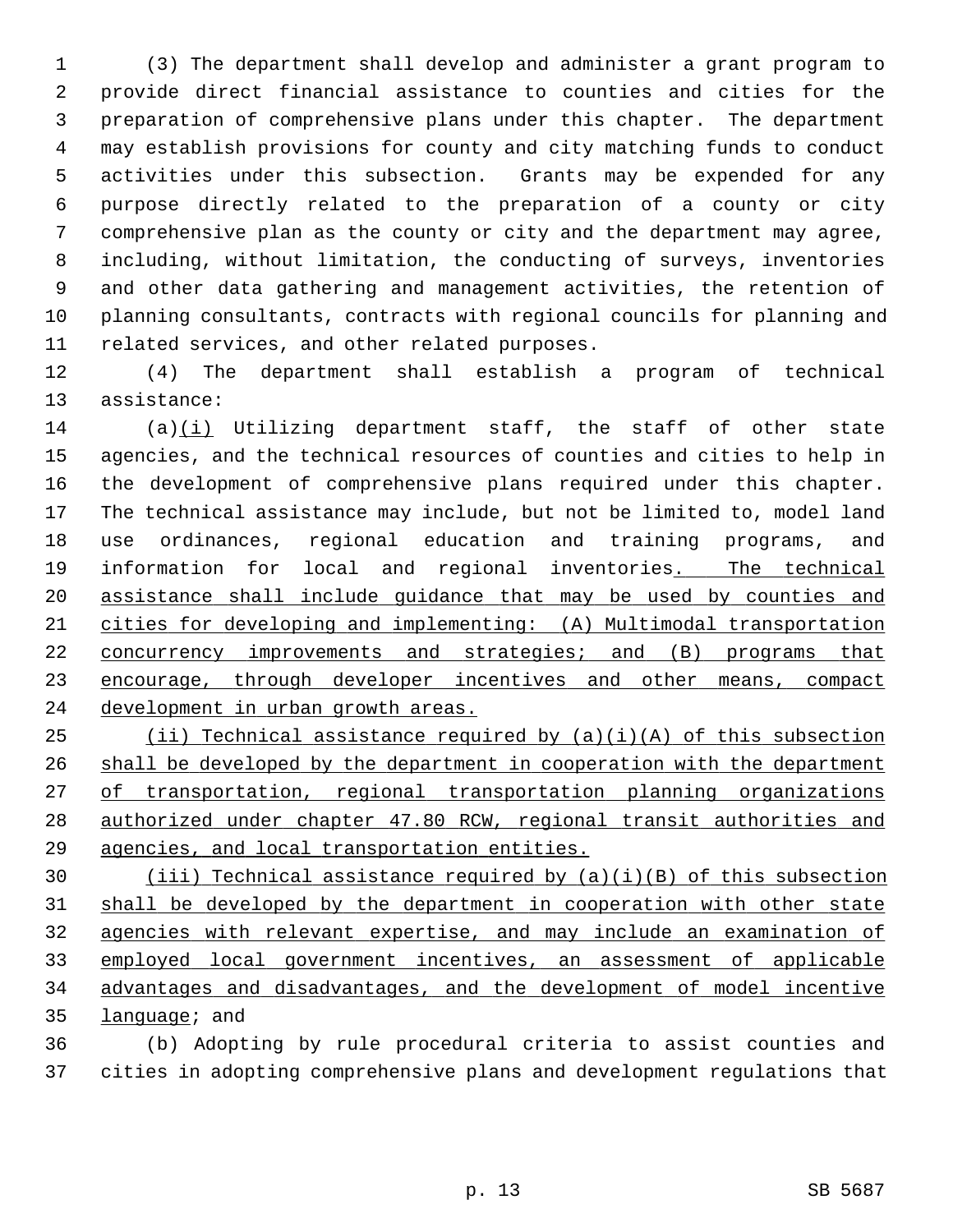(3) The department shall develop and administer a grant program to provide direct financial assistance to counties and cities for the preparation of comprehensive plans under this chapter. The department may establish provisions for county and city matching funds to conduct activities under this subsection. Grants may be expended for any purpose directly related to the preparation of a county or city comprehensive plan as the county or city and the department may agree, including, without limitation, the conducting of surveys, inventories and other data gathering and management activities, the retention of planning consultants, contracts with regional councils for planning and related services, and other related purposes.

(4) The department shall establish a program of technical assistance:

(a)(i) Utilizing department staff, the staff of other state agencies, and the technical resources of counties and cities to help in the development of comprehensive plans required under this chapter. The technical assistance may include, but not be limited to, model land use ordinances, regional education and training programs, and information for local and regional inventories. The technical assistance shall include guidance that may be used by counties and cities for developing and implementing: (A) Multimodal transportation concurrency improvements and strategies; and (B) programs that encourage, through developer incentives and other means, compact development in urban growth areas.

(ii) Technical assistance required by (a)(i)(A) of this subsection shall be developed by the department in cooperation with the department of transportation, regional transportation planning organizations authorized under chapter 47.80 RCW, regional transit authorities and agencies, and local transportation entities.

(iii) Technical assistance required by (a)(i)(B) of this subsection shall be developed by the department in cooperation with other state agencies with relevant expertise, and may include an examination of employed local government incentives, an assessment of applicable advantages and disadvantages, and the development of model incentive language; and

(b) Adopting by rule procedural criteria to assist counties and cities in adopting comprehensive plans and development regulations that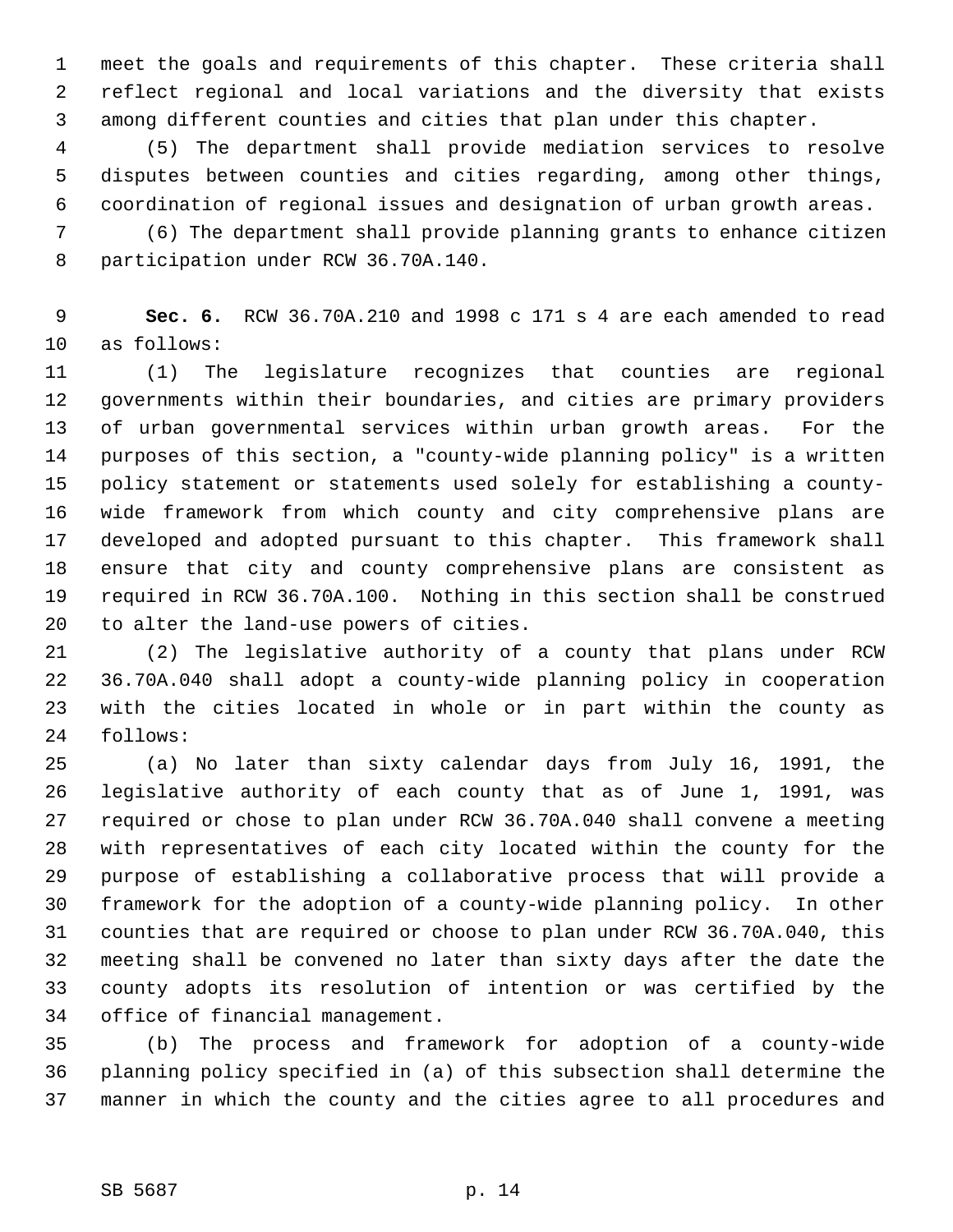meet the goals and requirements of this chapter. These criteria shall reflect regional and local variations and the diversity that exists among different counties and cities that plan under this chapter.

(5) The department shall provide mediation services to resolve disputes between counties and cities regarding, among other things, coordination of regional issues and designation of urban growth areas.

(6) The department shall provide planning grants to enhance citizen participation under RCW 36.70A.140.

**Sec. 6.** RCW 36.70A.210 and 1998 c 171 s 4 are each amended to read as follows:

(1) The legislature recognizes that counties are regional governments within their boundaries, and cities are primary providers of urban governmental services within urban growth areas. For the purposes of this section, a "county-wide planning policy" is a written policy statement or statements used solely for establishing a county-wide framework from which county and city comprehensive plans are developed and adopted pursuant to this chapter. This framework shall ensure that city and county comprehensive plans are consistent as required in RCW 36.70A.100. Nothing in this section shall be construed to alter the land-use powers of cities.

(2) The legislative authority of a county that plans under RCW 36.70A.040 shall adopt a county-wide planning policy in cooperation with the cities located in whole or in part within the county as follows:

(a) No later than sixty calendar days from July 16, 1991, the legislative authority of each county that as of June 1, 1991, was required or chose to plan under RCW 36.70A.040 shall convene a meeting with representatives of each city located within the county for the purpose of establishing a collaborative process that will provide a framework for the adoption of a county-wide planning policy. In other counties that are required or choose to plan under RCW 36.70A.040, this meeting shall be convened no later than sixty days after the date the county adopts its resolution of intention or was certified by the office of financial management.

(b) The process and framework for adoption of a county-wide planning policy specified in (a) of this subsection shall determine the manner in which the county and the cities agree to all procedures and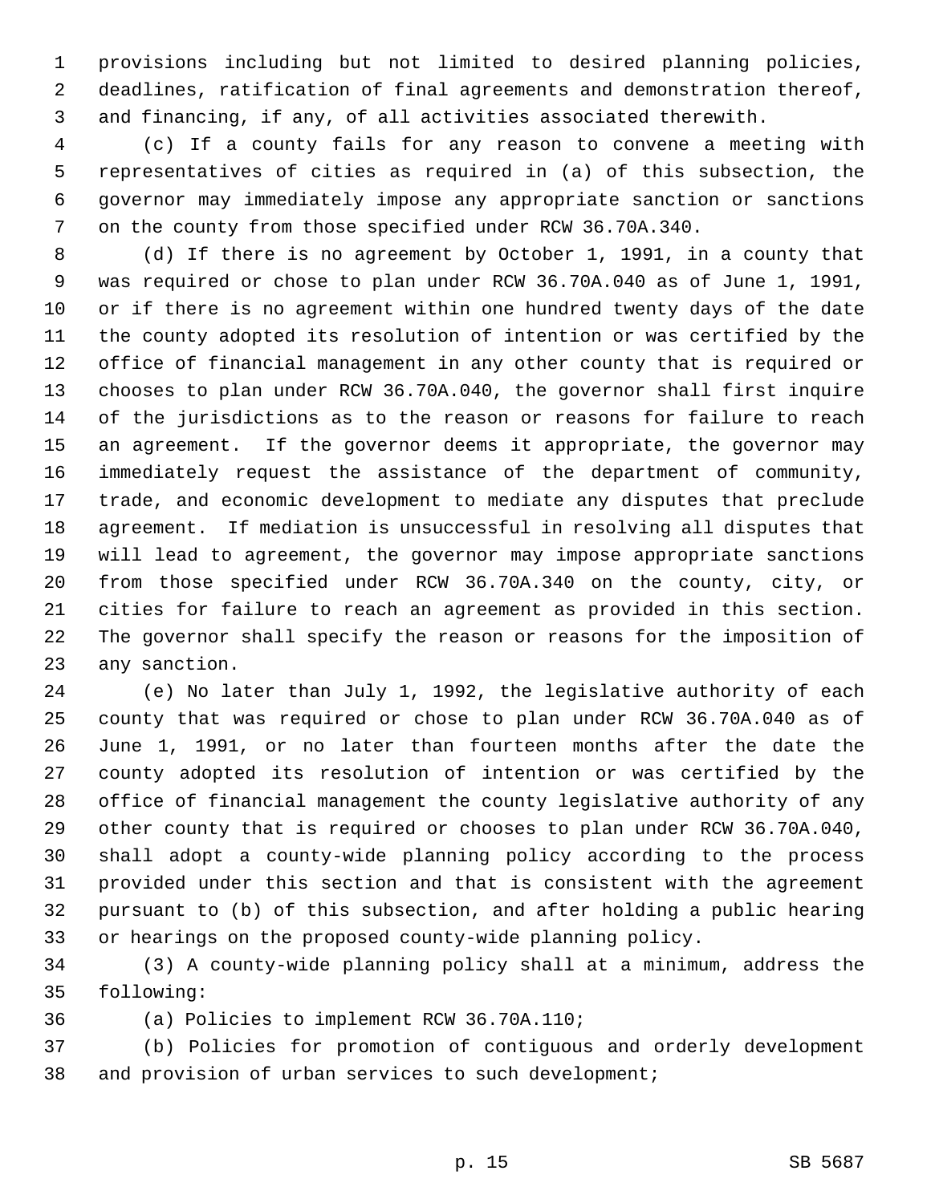provisions including but not limited to desired planning policies, deadlines, ratification of final agreements and demonstration thereof, and financing, if any, of all activities associated therewith.

(c) If a county fails for any reason to convene a meeting with representatives of cities as required in (a) of this subsection, the governor may immediately impose any appropriate sanction or sanctions on the county from those specified under RCW 36.70A.340.

(d) If there is no agreement by October 1, 1991, in a county that was required or chose to plan under RCW 36.70A.040 as of June 1, 1991, or if there is no agreement within one hundred twenty days of the date the county adopted its resolution of intention or was certified by the office of financial management in any other county that is required or chooses to plan under RCW 36.70A.040, the governor shall first inquire of the jurisdictions as to the reason or reasons for failure to reach an agreement. If the governor deems it appropriate, the governor may immediately request the assistance of the department of community, trade, and economic development to mediate any disputes that preclude agreement. If mediation is unsuccessful in resolving all disputes that will lead to agreement, the governor may impose appropriate sanctions from those specified under RCW 36.70A.340 on the county, city, or cities for failure to reach an agreement as provided in this section. The governor shall specify the reason or reasons for the imposition of any sanction.

(e) No later than July 1, 1992, the legislative authority of each county that was required or chose to plan under RCW 36.70A.040 as of June 1, 1991, or no later than fourteen months after the date the county adopted its resolution of intention or was certified by the office of financial management the county legislative authority of any other county that is required or chooses to plan under RCW 36.70A.040, shall adopt a county-wide planning policy according to the process provided under this section and that is consistent with the agreement pursuant to (b) of this subsection, and after holding a public hearing or hearings on the proposed county-wide planning policy.

(3) A county-wide planning policy shall at a minimum, address the following:

(a) Policies to implement RCW 36.70A.110;

(b) Policies for promotion of contiguous and orderly development and provision of urban services to such development;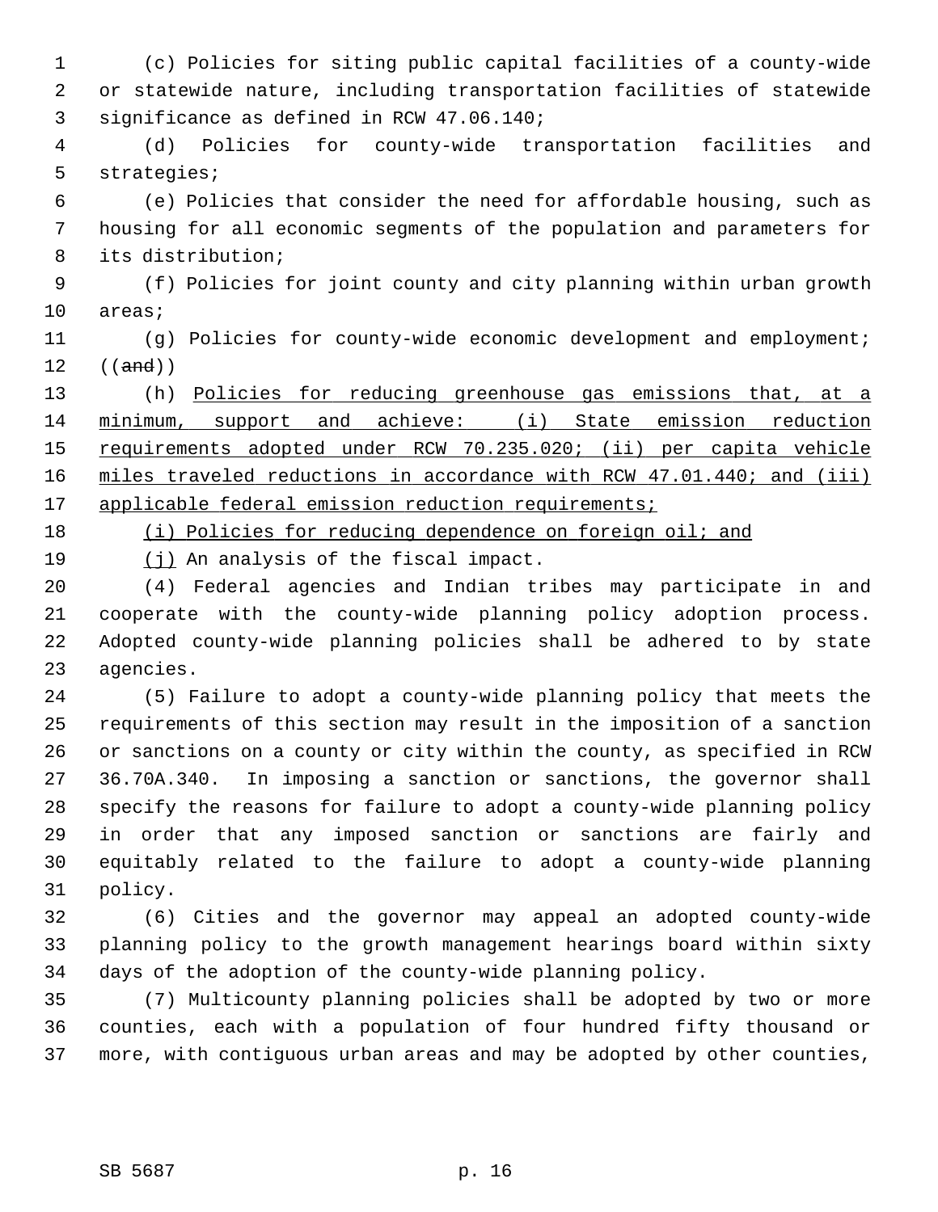(c) Policies for siting public capital facilities of a county-wide or statewide nature, including transportation facilities of statewide significance as defined in RCW 47.06.140;

(d) Policies for county-wide transportation facilities and strategies;

(e) Policies that consider the need for affordable housing, such as housing for all economic segments of the population and parameters for its distribution;

(f) Policies for joint county and city planning within urban growth areas;

(g) Policies for county-wide economic development and employment; ((~~and~~))

(h) <u>Policies for reducing greenhouse gas emissions that, at a minimum, support and achieve: (i) State emission reduction requirements adopted under RCW 70.235.020; (ii) per capita vehicle miles traveled reductions in accordance with RCW 47.01.440; and (iii) applicable federal emission reduction requirements;</u>

<u>(i) Policies for reducing dependence on foreign oil; and</u>

<u>(j)</u> An analysis of the fiscal impact.

(4) Federal agencies and Indian tribes may participate in and cooperate with the county-wide planning policy adoption process. Adopted county-wide planning policies shall be adhered to by state agencies.

(5) Failure to adopt a county-wide planning policy that meets the requirements of this section may result in the imposition of a sanction or sanctions on a county or city within the county, as specified in RCW 36.70A.340. In imposing a sanction or sanctions, the governor shall specify the reasons for failure to adopt a county-wide planning policy in order that any imposed sanction or sanctions are fairly and equitably related to the failure to adopt a county-wide planning policy.

(6) Cities and the governor may appeal an adopted county-wide planning policy to the growth management hearings board within sixty days of the adoption of the county-wide planning policy.

(7) Multicounty planning policies shall be adopted by two or more counties, each with a population of four hundred fifty thousand or more, with contiguous urban areas and may be adopted by other counties,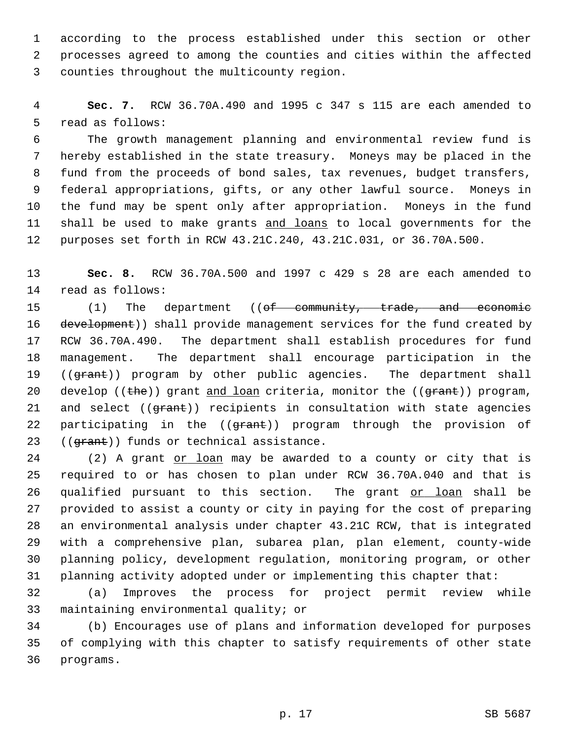according to the process established under this section or other processes agreed to among the counties and cities within the affected counties throughout the multicounty region.

**Sec. 7.** RCW 36.70A.490 and 1995 c 347 s 115 are each amended to read as follows:

The growth management planning and environmental review fund is hereby established in the state treasury. Moneys may be placed in the fund from the proceeds of bond sales, tax revenues, budget transfers, federal appropriations, gifts, or any other lawful source. Moneys in the fund may be spent only after appropriation. Moneys in the fund shall be used to make grants <u>and loans</u> to local governments for the purposes set forth in RCW 43.21C.240, 43.21C.031, or 36.70A.500.

**Sec. 8.** RCW 36.70A.500 and 1997 c 429 s 28 are each amended to read as follows:

(1) The department ((~~of community, trade, and economic development~~)) shall provide management services for the fund created by RCW 36.70A.490. The department shall establish procedures for fund management. The department shall encourage participation in the ((~~grant~~)) program by other public agencies. The department shall develop ((~~the~~)) grant <u>and loan</u> criteria, monitor the ((~~grant~~)) program, and select ((~~grant~~)) recipients in consultation with state agencies participating in the ((~~grant~~)) program through the provision of ((~~grant~~)) funds or technical assistance.

(2) A grant <u>or loan</u> may be awarded to a county or city that is required to or has chosen to plan under RCW 36.70A.040 and that is qualified pursuant to this section. The grant <u>or loan</u> shall be provided to assist a county or city in paying for the cost of preparing an environmental analysis under chapter 43.21C RCW, that is integrated with a comprehensive plan, subarea plan, plan element, county-wide planning policy, development regulation, monitoring program, or other planning activity adopted under or implementing this chapter that:

(a) Improves the process for project permit review while maintaining environmental quality; or

(b) Encourages use of plans and information developed for purposes of complying with this chapter to satisfy requirements of other state programs.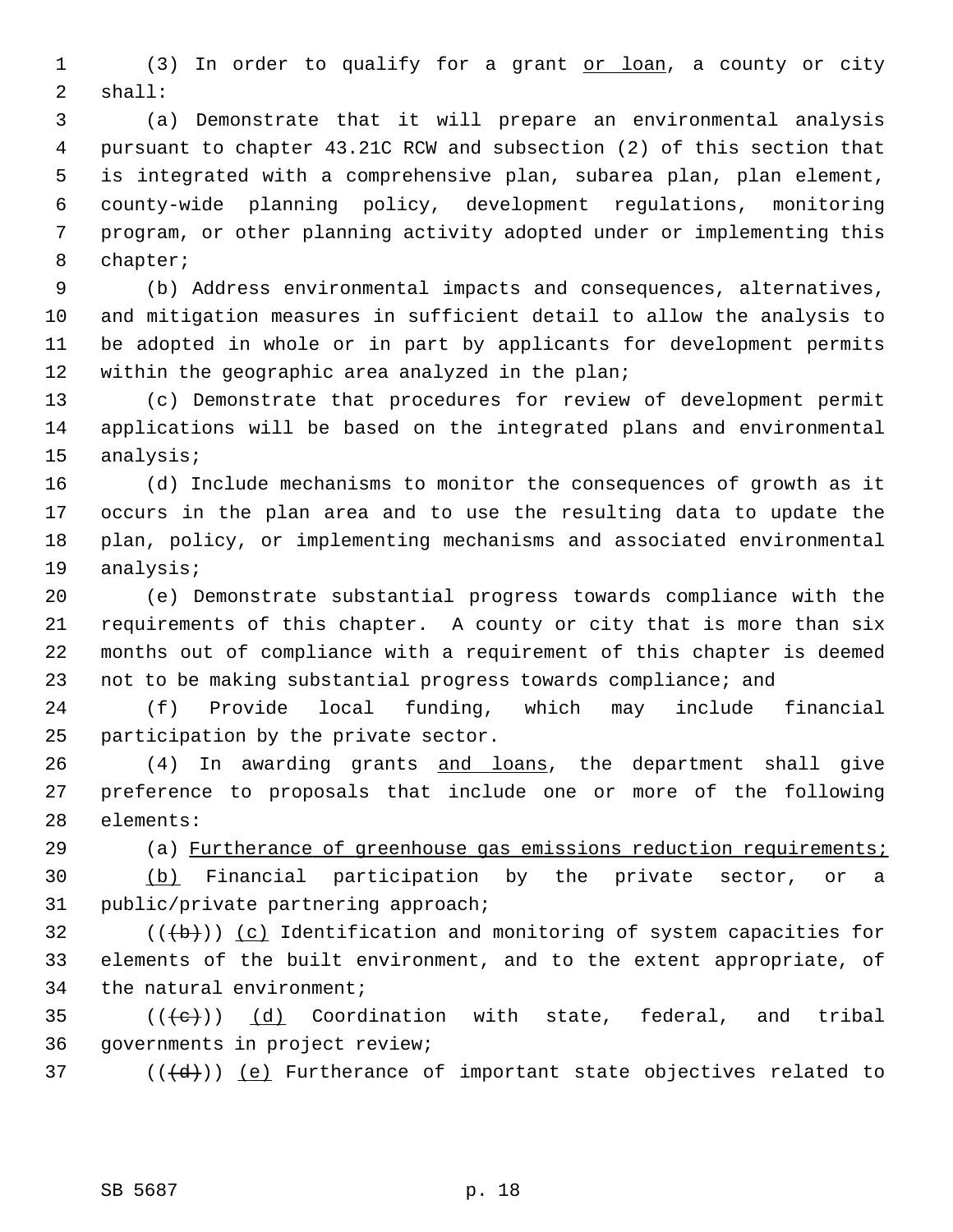(3) In order to qualify for a grant <u>or loan</u>, a county or city shall:

(a) Demonstrate that it will prepare an environmental analysis pursuant to chapter 43.21C RCW and subsection (2) of this section that is integrated with a comprehensive plan, subarea plan, plan element, county-wide planning policy, development regulations, monitoring program, or other planning activity adopted under or implementing this chapter;

(b) Address environmental impacts and consequences, alternatives, and mitigation measures in sufficient detail to allow the analysis to be adopted in whole or in part by applicants for development permits within the geographic area analyzed in the plan;

(c) Demonstrate that procedures for review of development permit applications will be based on the integrated plans and environmental analysis;

(d) Include mechanisms to monitor the consequences of growth as it occurs in the plan area and to use the resulting data to update the plan, policy, or implementing mechanisms and associated environmental analysis;

(e) Demonstrate substantial progress towards compliance with the requirements of this chapter. A county or city that is more than six months out of compliance with a requirement of this chapter is deemed not to be making substantial progress towards compliance; and

(f) Provide local funding, which may include financial participation by the private sector.

(4) In awarding grants <u>and loans</u>, the department shall give preference to proposals that include one or more of the following elements:

(a) <u>Furtherance of greenhouse gas emissions reduction requirements;</u>

<u>(b)</u> Financial participation by the private sector, or a public/private partnering approach;

(((~~b~~))) <u>(c)</u> Identification and monitoring of system capacities for elements of the built environment, and to the extent appropriate, of the natural environment;

(((~~c~~))) <u>(d)</u> Coordination with state, federal, and tribal governments in project review;

(((~~d~~))) <u>(e)</u> Furtherance of important state objectives related to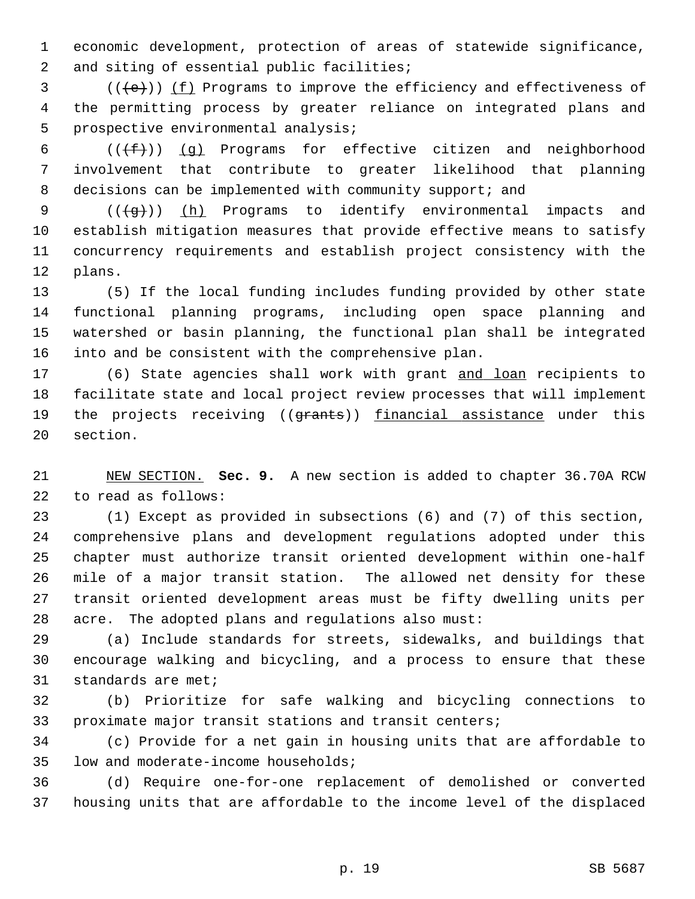economic development, protection of areas of statewide significance, and siting of essential public facilities;

(( ~~(e)~~ )) (f) Programs to improve the efficiency and effectiveness of the permitting process by greater reliance on integrated plans and prospective environmental analysis;

(( ~~(f)~~ )) (g) Programs for effective citizen and neighborhood involvement that contribute to greater likelihood that planning decisions can be implemented with community support; and

(( ~~(g)~~ )) (h) Programs to identify environmental impacts and establish mitigation measures that provide effective means to satisfy concurrency requirements and establish project consistency with the plans.

(5) If the local funding includes funding provided by other state functional planning programs, including open space planning and watershed or basin planning, the functional plan shall be integrated into and be consistent with the comprehensive plan.

(6) State agencies shall work with grant and loan recipients to facilitate state and local project review processes that will implement the projects receiving (( ~~grants~~ )) financial assistance under this section.

NEW SECTION. **Sec. 9.** A new section is added to chapter 36.70A RCW to read as follows:

(1) Except as provided in subsections (6) and (7) of this section, comprehensive plans and development regulations adopted under this chapter must authorize transit oriented development within one-half mile of a major transit station. The allowed net density for these transit oriented development areas must be fifty dwelling units per acre. The adopted plans and regulations also must:

(a) Include standards for streets, sidewalks, and buildings that encourage walking and bicycling, and a process to ensure that these standards are met;

(b) Prioritize for safe walking and bicycling connections to proximate major transit stations and transit centers;

(c) Provide for a net gain in housing units that are affordable to low and moderate-income households;

(d) Require one-for-one replacement of demolished or converted housing units that are affordable to the income level of the displaced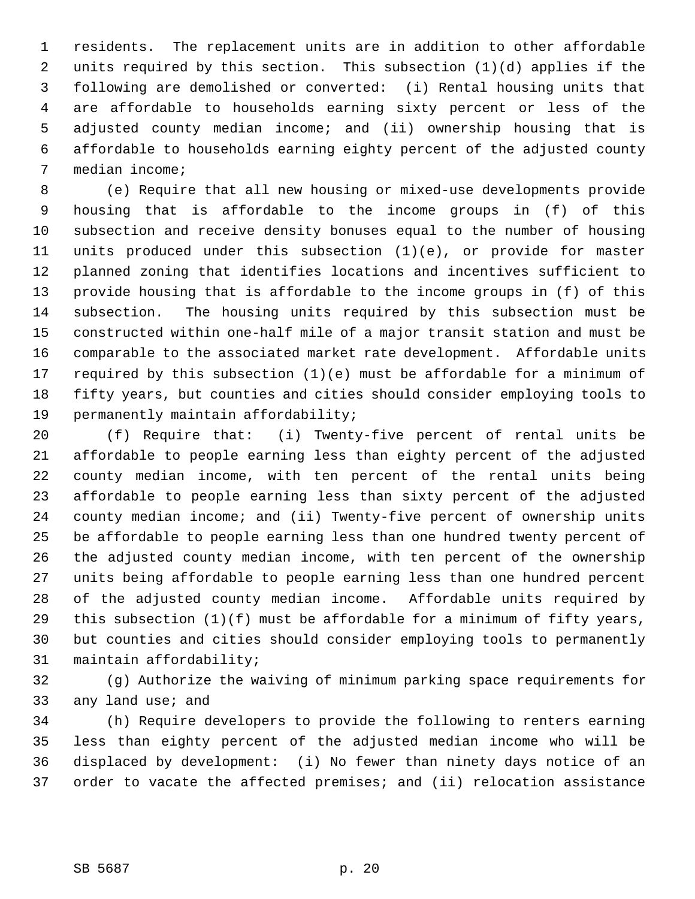residents. The replacement units are in addition to other affordable units required by this section. This subsection (1)(d) applies if the following are demolished or converted: (i) Rental housing units that are affordable to households earning sixty percent or less of the adjusted county median income; and (ii) ownership housing that is affordable to households earning eighty percent of the adjusted county median income;

(e) Require that all new housing or mixed-use developments provide housing that is affordable to the income groups in (f) of this subsection and receive density bonuses equal to the number of housing units produced under this subsection (1)(e), or provide for master planned zoning that identifies locations and incentives sufficient to provide housing that is affordable to the income groups in (f) of this subsection. The housing units required by this subsection must be constructed within one-half mile of a major transit station and must be comparable to the associated market rate development. Affordable units required by this subsection (1)(e) must be affordable for a minimum of fifty years, but counties and cities should consider employing tools to permanently maintain affordability;

(f) Require that: (i) Twenty-five percent of rental units be affordable to people earning less than eighty percent of the adjusted county median income, with ten percent of the rental units being affordable to people earning less than sixty percent of the adjusted county median income; and (ii) Twenty-five percent of ownership units be affordable to people earning less than one hundred twenty percent of the adjusted county median income, with ten percent of the ownership units being affordable to people earning less than one hundred percent of the adjusted county median income. Affordable units required by this subsection (1)(f) must be affordable for a minimum of fifty years, but counties and cities should consider employing tools to permanently maintain affordability;

(g) Authorize the waiving of minimum parking space requirements for any land use; and

(h) Require developers to provide the following to renters earning less than eighty percent of the adjusted median income who will be displaced by development: (i) No fewer than ninety days notice of an order to vacate the affected premises; and (ii) relocation assistance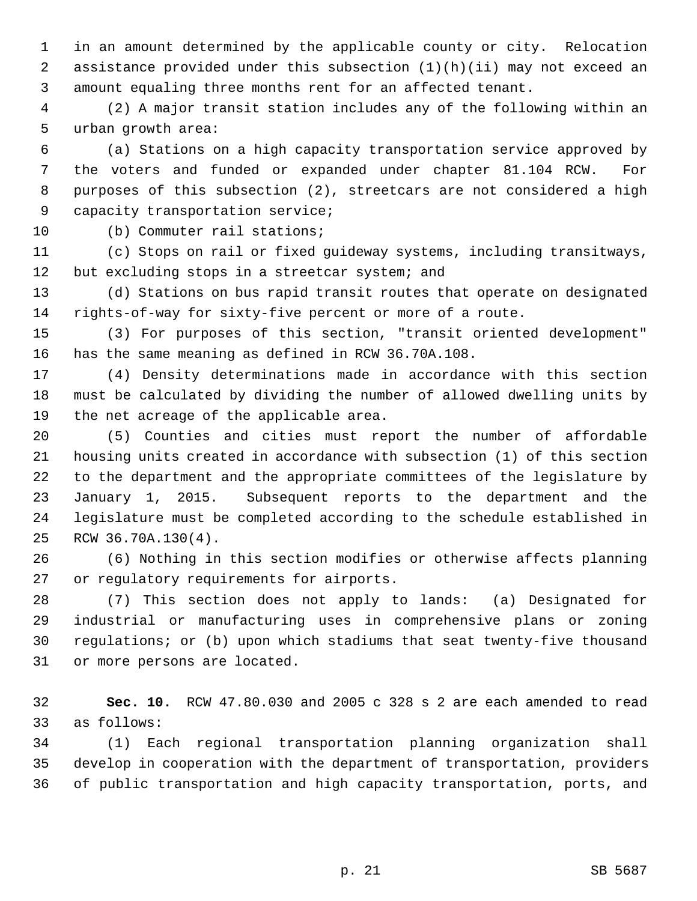in an amount determined by the applicable county or city. Relocation assistance provided under this subsection (1)(h)(ii) may not exceed an amount equaling three months rent for an affected tenant.

(2) A major transit station includes any of the following within an urban growth area:

(a) Stations on a high capacity transportation service approved by the voters and funded or expanded under chapter 81.104 RCW. For purposes of this subsection (2), streetcars are not considered a high capacity transportation service;

(b) Commuter rail stations;

(c) Stops on rail or fixed guideway systems, including transitways, but excluding stops in a streetcar system; and

(d) Stations on bus rapid transit routes that operate on designated rights-of-way for sixty-five percent or more of a route.

(3) For purposes of this section, "transit oriented development" has the same meaning as defined in RCW 36.70A.108.

(4) Density determinations made in accordance with this section must be calculated by dividing the number of allowed dwelling units by the net acreage of the applicable area.

(5) Counties and cities must report the number of affordable housing units created in accordance with subsection (1) of this section to the department and the appropriate committees of the legislature by January 1, 2015. Subsequent reports to the department and the legislature must be completed according to the schedule established in RCW 36.70A.130(4).

(6) Nothing in this section modifies or otherwise affects planning or regulatory requirements for airports.

(7) This section does not apply to lands: (a) Designated for industrial or manufacturing uses in comprehensive plans or zoning regulations; or (b) upon which stadiums that seat twenty-five thousand or more persons are located.

**Sec. 10.** RCW 47.80.030 and 2005 c 328 s 2 are each amended to read as follows:

(1) Each regional transportation planning organization shall develop in cooperation with the department of transportation, providers of public transportation and high capacity transportation, ports, and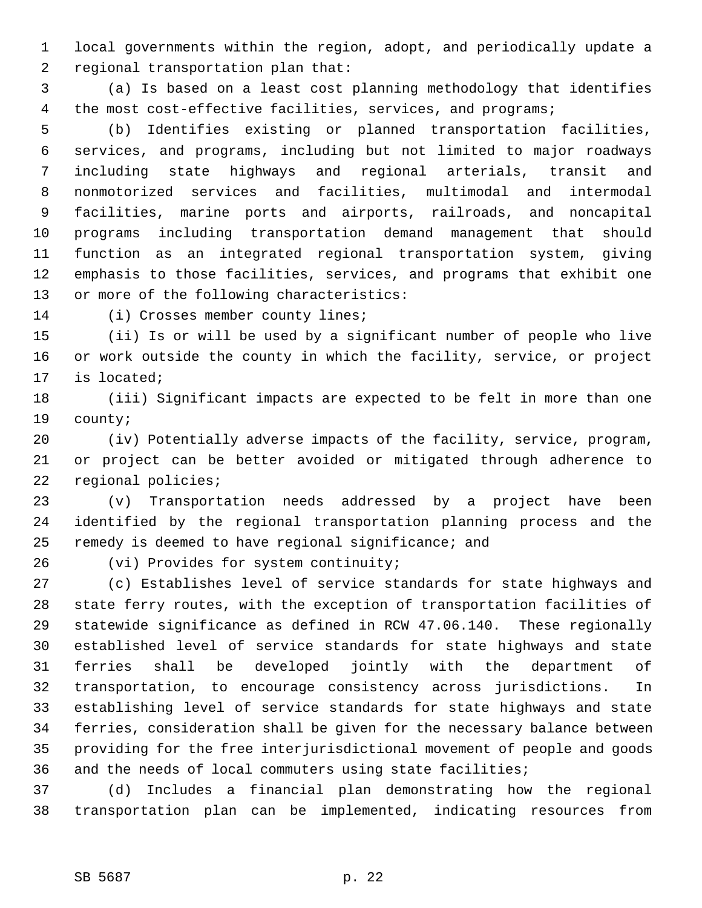local governments within the region, adopt, and periodically update a regional transportation plan that:

(a) Is based on a least cost planning methodology that identifies the most cost-effective facilities, services, and programs;

(b) Identifies existing or planned transportation facilities, services, and programs, including but not limited to major roadways including state highways and regional arterials, transit and nonmotorized services and facilities, multimodal and intermodal facilities, marine ports and airports, railroads, and noncapital programs including transportation demand management that should function as an integrated regional transportation system, giving emphasis to those facilities, services, and programs that exhibit one or more of the following characteristics:

(i) Crosses member county lines;

(ii) Is or will be used by a significant number of people who live or work outside the county in which the facility, service, or project is located;

(iii) Significant impacts are expected to be felt in more than one county;

(iv) Potentially adverse impacts of the facility, service, program, or project can be better avoided or mitigated through adherence to regional policies;

(v) Transportation needs addressed by a project have been identified by the regional transportation planning process and the remedy is deemed to have regional significance; and

(vi) Provides for system continuity;

(c) Establishes level of service standards for state highways and state ferry routes, with the exception of transportation facilities of statewide significance as defined in RCW 47.06.140. These regionally established level of service standards for state highways and state ferries shall be developed jointly with the department of transportation, to encourage consistency across jurisdictions. In establishing level of service standards for state highways and state ferries, consideration shall be given for the necessary balance between providing for the free interjurisdictional movement of people and goods and the needs of local commuters using state facilities;

(d) Includes a financial plan demonstrating how the regional transportation plan can be implemented, indicating resources from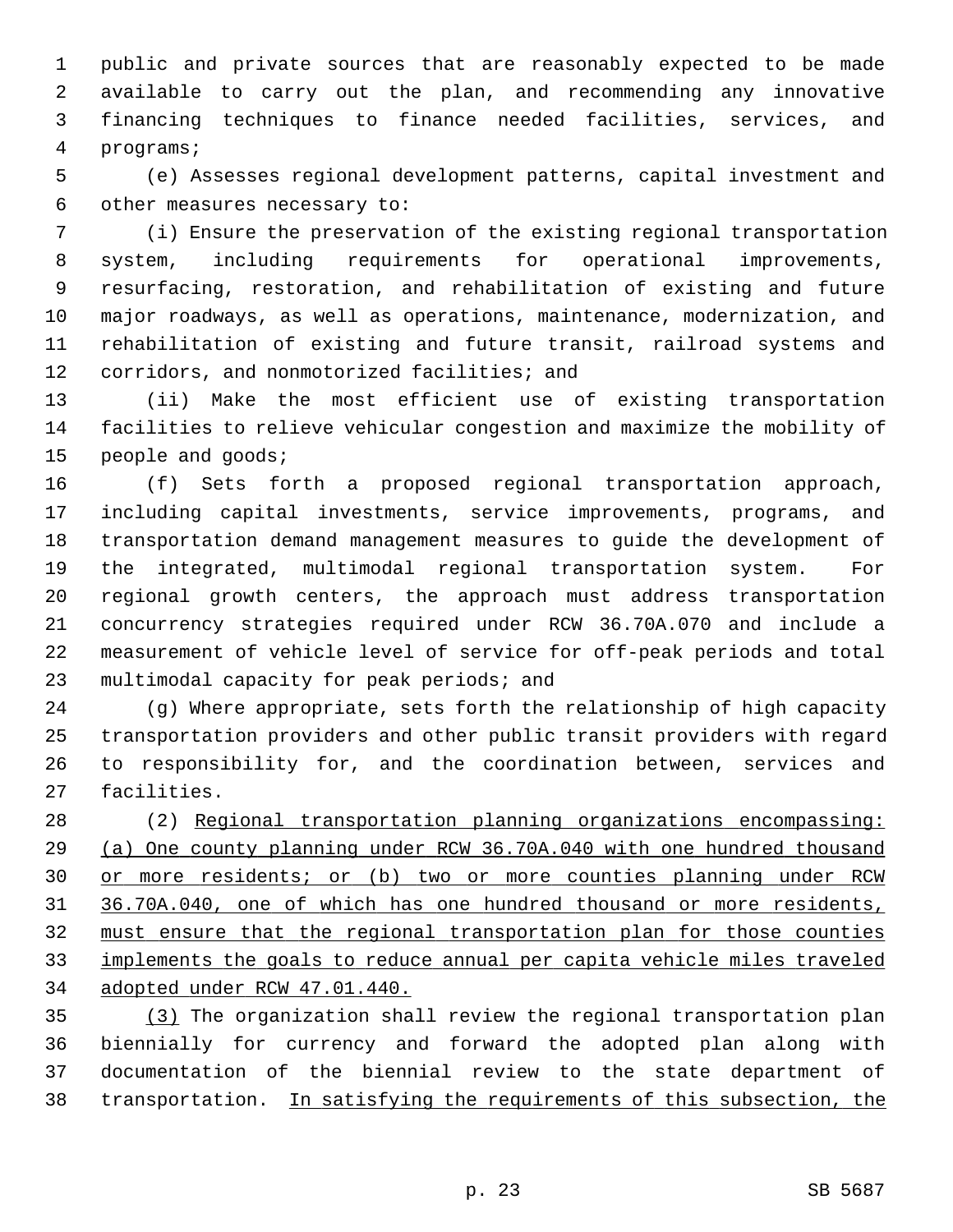public and private sources that are reasonably expected to be made available to carry out the plan, and recommending any innovative financing techniques to finance needed facilities, services, and programs;

(e) Assesses regional development patterns, capital investment and other measures necessary to:

(i) Ensure the preservation of the existing regional transportation system, including requirements for operational improvements, resurfacing, restoration, and rehabilitation of existing and future major roadways, as well as operations, maintenance, modernization, and rehabilitation of existing and future transit, railroad systems and corridors, and nonmotorized facilities; and

(ii) Make the most efficient use of existing transportation facilities to relieve vehicular congestion and maximize the mobility of people and goods;

(f) Sets forth a proposed regional transportation approach, including capital investments, service improvements, programs, and transportation demand management measures to guide the development of the integrated, multimodal regional transportation system. For regional growth centers, the approach must address transportation concurrency strategies required under RCW 36.70A.070 and include a measurement of vehicle level of service for off-peak periods and total multimodal capacity for peak periods; and

(g) Where appropriate, sets forth the relationship of high capacity transportation providers and other public transit providers with regard to responsibility for, and the coordination between, services and facilities.

(2) <u>Regional transportation planning organizations encompassing: (a) One county planning under RCW 36.70A.040 with one hundred thousand or more residents; or (b) two or more counties planning under RCW 36.70A.040, one of which has one hundred thousand or more residents, must ensure that the regional transportation plan for those counties implements the goals to reduce annual per capita vehicle miles traveled adopted under RCW 47.01.440.</u>

<u>(3)</u> The organization shall review the regional transportation plan biennially for currency and forward the adopted plan along with documentation of the biennial review to the state department of transportation. <u>In satisfying the requirements of this subsection, the</u>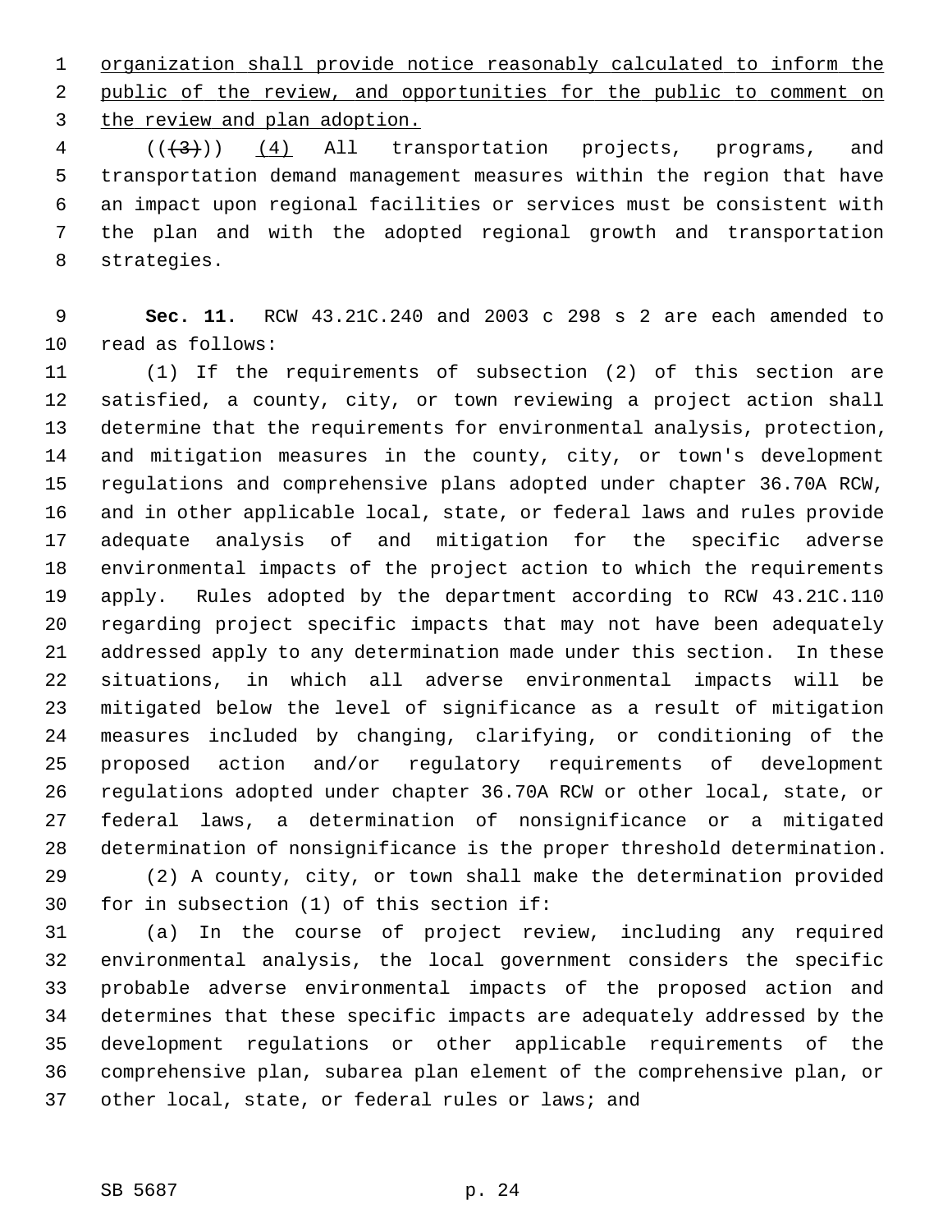organization shall provide notice reasonably calculated to inform the public of the review, and opportunities for the public to comment on the review and plan adoption.

(((3))) (4) All transportation projects, programs, and transportation demand management measures within the region that have an impact upon regional facilities or services must be consistent with the plan and with the adopted regional growth and transportation strategies.

**Sec. 11.** RCW 43.21C.240 and 2003 c 298 s 2 are each amended to read as follows:

(1) If the requirements of subsection (2) of this section are satisfied, a county, city, or town reviewing a project action shall determine that the requirements for environmental analysis, protection, and mitigation measures in the county, city, or town's development regulations and comprehensive plans adopted under chapter 36.70A RCW, and in other applicable local, state, or federal laws and rules provide adequate analysis of and mitigation for the specific adverse environmental impacts of the project action to which the requirements apply. Rules adopted by the department according to RCW 43.21C.110 regarding project specific impacts that may not have been adequately addressed apply to any determination made under this section. In these situations, in which all adverse environmental impacts will be mitigated below the level of significance as a result of mitigation measures included by changing, clarifying, or conditioning of the proposed action and/or regulatory requirements of development regulations adopted under chapter 36.70A RCW or other local, state, or federal laws, a determination of nonsignificance or a mitigated determination of nonsignificance is the proper threshold determination.

(2) A county, city, or town shall make the determination provided for in subsection (1) of this section if:

(a) In the course of project review, including any required environmental analysis, the local government considers the specific probable adverse environmental impacts of the proposed action and determines that these specific impacts are adequately addressed by the development regulations or other applicable requirements of the comprehensive plan, subarea plan element of the comprehensive plan, or other local, state, or federal rules or laws; and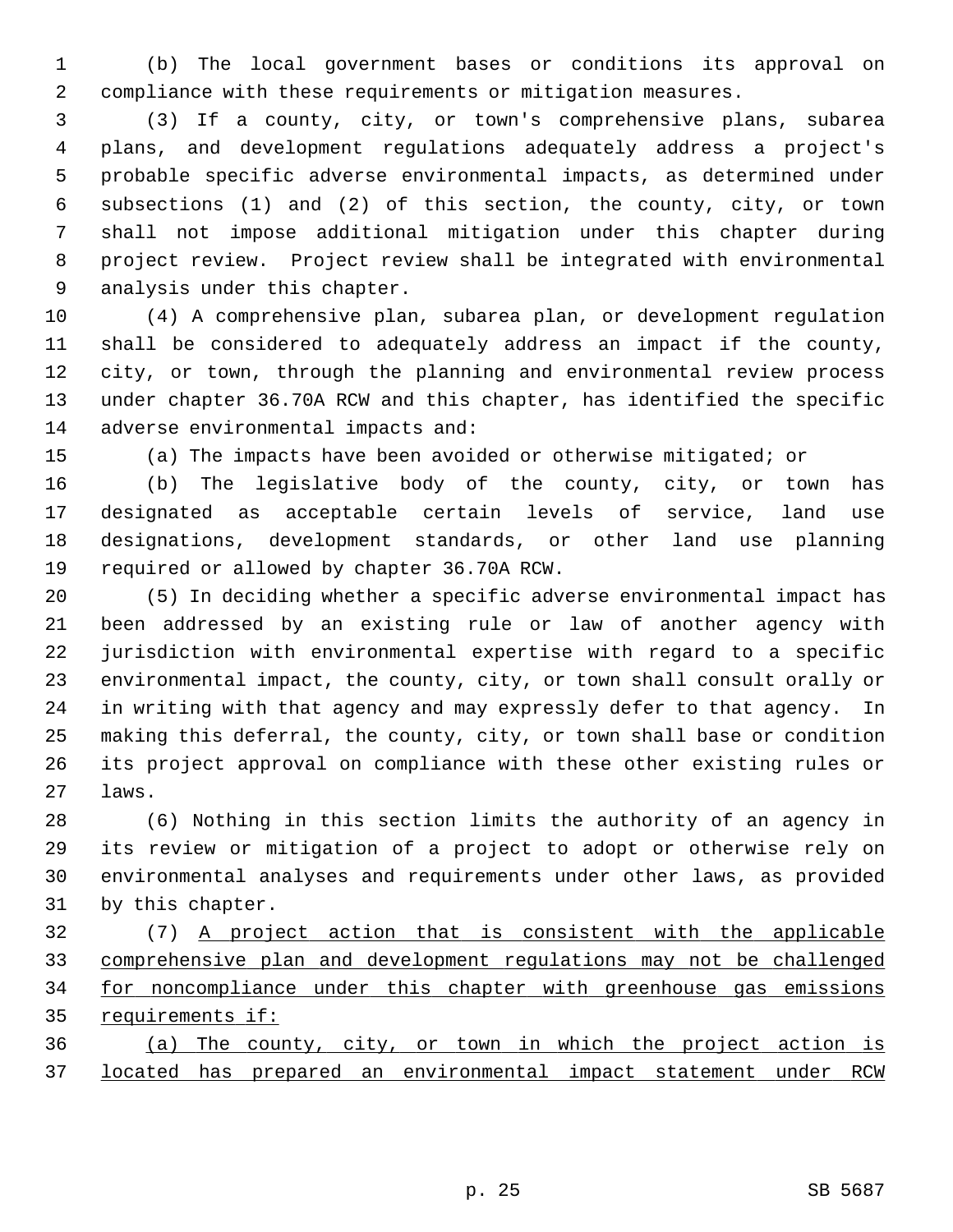(b) The local government bases or conditions its approval on compliance with these requirements or mitigation measures.

(3) If a county, city, or town's comprehensive plans, subarea plans, and development regulations adequately address a project's probable specific adverse environmental impacts, as determined under subsections (1) and (2) of this section, the county, city, or town shall not impose additional mitigation under this chapter during project review. Project review shall be integrated with environmental analysis under this chapter.

(4) A comprehensive plan, subarea plan, or development regulation shall be considered to adequately address an impact if the county, city, or town, through the planning and environmental review process under chapter 36.70A RCW and this chapter, has identified the specific adverse environmental impacts and:

(a) The impacts have been avoided or otherwise mitigated; or

(b) The legislative body of the county, city, or town has designated as acceptable certain levels of service, land use designations, development standards, or other land use planning required or allowed by chapter 36.70A RCW.

(5) In deciding whether a specific adverse environmental impact has been addressed by an existing rule or law of another agency with jurisdiction with environmental expertise with regard to a specific environmental impact, the county, city, or town shall consult orally or in writing with that agency and may expressly defer to that agency. In making this deferral, the county, city, or town shall base or condition its project approval on compliance with these other existing rules or laws.

(6) Nothing in this section limits the authority of an agency in its review or mitigation of a project to adopt or otherwise rely on environmental analyses and requirements under other laws, as provided by this chapter.

(7) <u>A project action that is consistent with the applicable comprehensive plan and development regulations may not be challenged for noncompliance under this chapter with greenhouse gas emissions requirements if:</u>

<u>(a) The county, city, or town in which the project action is located has prepared an environmental impact statement under RCW</u>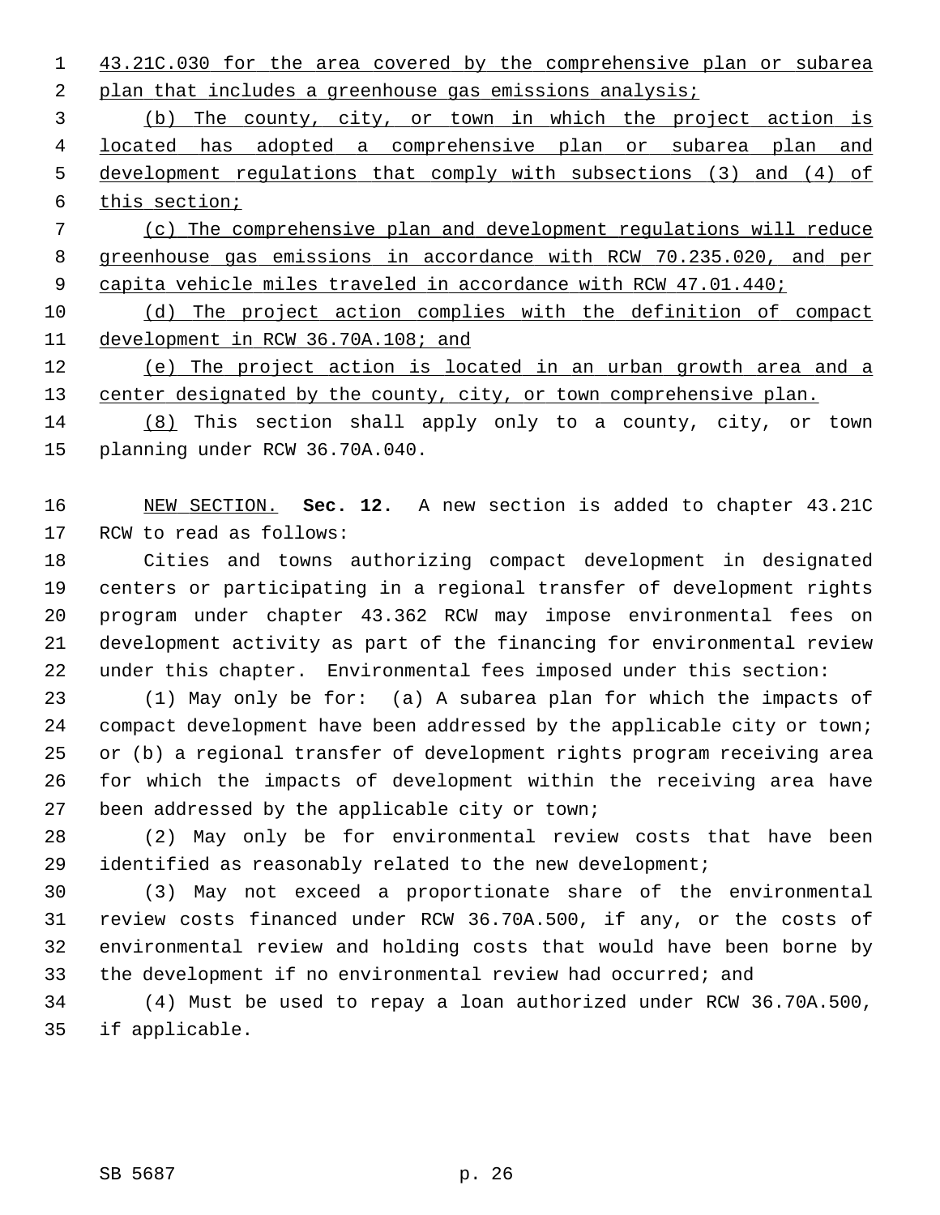43.21C.030 for the area covered by the comprehensive plan or subarea plan that includes a greenhouse gas emissions analysis;

(b) The county, city, or town in which the project action is located has adopted a comprehensive plan or subarea plan and development regulations that comply with subsections (3) and (4) of this section;

(c) The comprehensive plan and development regulations will reduce greenhouse gas emissions in accordance with RCW 70.235.020, and per capita vehicle miles traveled in accordance with RCW 47.01.440;

(d) The project action complies with the definition of compact development in RCW 36.70A.108; and

(e) The project action is located in an urban growth area and a center designated by the county, city, or town comprehensive plan.

(8) This section shall apply only to a county, city, or town planning under RCW 36.70A.040.

NEW SECTION. **Sec. 12.** A new section is added to chapter 43.21C RCW to read as follows:

Cities and towns authorizing compact development in designated centers or participating in a regional transfer of development rights program under chapter 43.362 RCW may impose environmental fees on development activity as part of the financing for environmental review under this chapter. Environmental fees imposed under this section:

(1) May only be for: (a) A subarea plan for which the impacts of compact development have been addressed by the applicable city or town; or (b) a regional transfer of development rights program receiving area for which the impacts of development within the receiving area have been addressed by the applicable city or town;

(2) May only be for environmental review costs that have been identified as reasonably related to the new development;

(3) May not exceed a proportionate share of the environmental review costs financed under RCW 36.70A.500, if any, or the costs of environmental review and holding costs that would have been borne by the development if no environmental review had occurred; and

(4) Must be used to repay a loan authorized under RCW 36.70A.500, if applicable.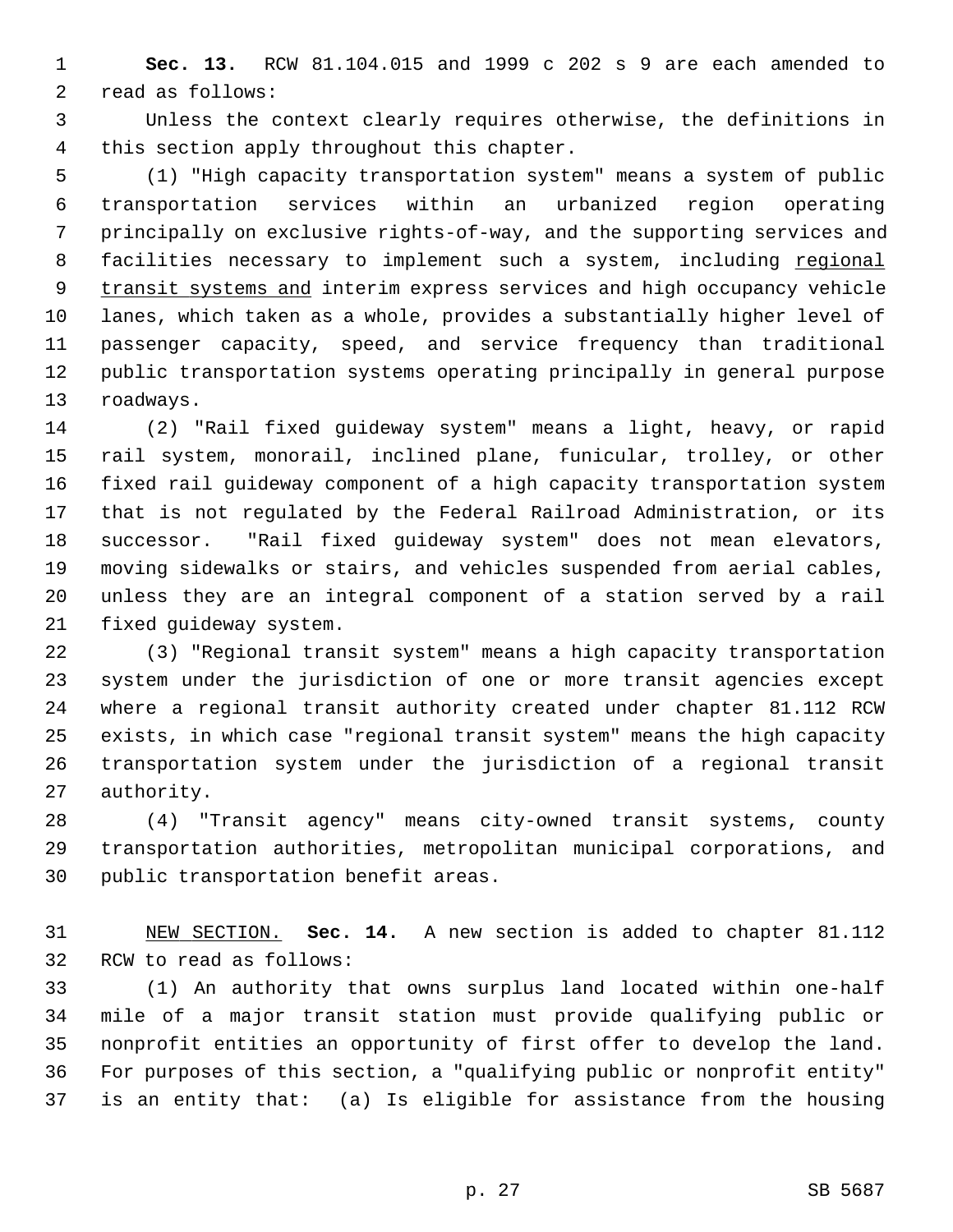**Sec. 13.** RCW 81.104.015 and 1999 c 202 s 9 are each amended to read as follows:

Unless the context clearly requires otherwise, the definitions in this section apply throughout this chapter.

(1) "High capacity transportation system" means a system of public transportation services within an urbanized region operating principally on exclusive rights-of-way, and the supporting services and facilities necessary to implement such a system, including <u>regional transit systems and</u> interim express services and high occupancy vehicle lanes, which taken as a whole, provides a substantially higher level of passenger capacity, speed, and service frequency than traditional public transportation systems operating principally in general purpose roadways.

(2) "Rail fixed guideway system" means a light, heavy, or rapid rail system, monorail, inclined plane, funicular, trolley, or other fixed rail guideway component of a high capacity transportation system that is not regulated by the Federal Railroad Administration, or its successor. "Rail fixed guideway system" does not mean elevators, moving sidewalks or stairs, and vehicles suspended from aerial cables, unless they are an integral component of a station served by a rail fixed guideway system.

(3) "Regional transit system" means a high capacity transportation system under the jurisdiction of one or more transit agencies except where a regional transit authority created under chapter 81.112 RCW exists, in which case "regional transit system" means the high capacity transportation system under the jurisdiction of a regional transit authority.

(4) "Transit agency" means city-owned transit systems, county transportation authorities, metropolitan municipal corporations, and public transportation benefit areas.

<u>NEW SECTION.</u> **Sec. 14.** A new section is added to chapter 81.112 RCW to read as follows:

(1) An authority that owns surplus land located within one-half mile of a major transit station must provide qualifying public or nonprofit entities an opportunity of first offer to develop the land. For purposes of this section, a "qualifying public or nonprofit entity" is an entity that: (a) Is eligible for assistance from the housing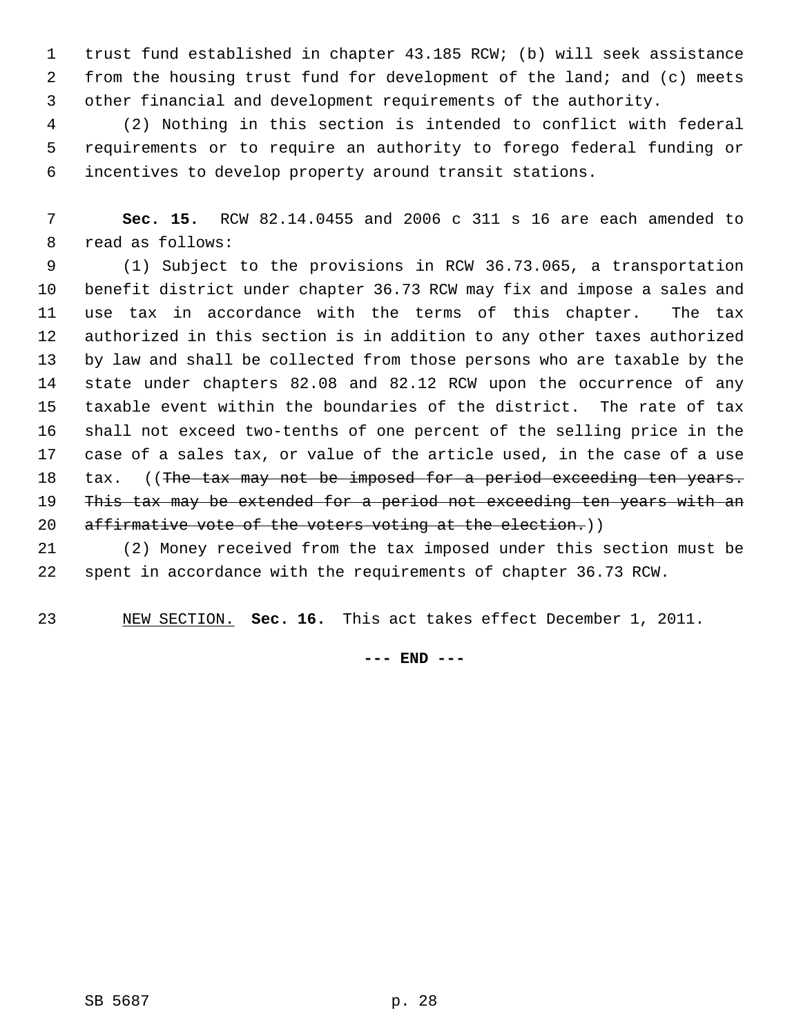trust fund established in chapter 43.185 RCW; (b) will seek assistance from the housing trust fund for development of the land; and (c) meets other financial and development requirements of the authority.

(2) Nothing in this section is intended to conflict with federal requirements or to require an authority to forego federal funding or incentives to develop property around transit stations.

**Sec. 15.** RCW 82.14.0455 and 2006 c 311 s 16 are each amended to read as follows:

(1) Subject to the provisions in RCW 36.73.065, a transportation benefit district under chapter 36.73 RCW may fix and impose a sales and use tax in accordance with the terms of this chapter. The tax authorized in this section is in addition to any other taxes authorized by law and shall be collected from those persons who are taxable by the state under chapters 82.08 and 82.12 RCW upon the occurrence of any taxable event within the boundaries of the district. The rate of tax shall not exceed two-tenths of one percent of the selling price in the case of a sales tax, or value of the article used, in the case of a use tax. ((~~The tax may not be imposed for a period exceeding ten years. This tax may be extended for a period not exceeding ten years with an affirmative vote of the voters voting at the election.~~))

(2) Money received from the tax imposed under this section must be spent in accordance with the requirements of chapter 36.73 RCW.

NEW SECTION. **Sec. 16.** This act takes effect December 1, 2011.

**--- END ---**